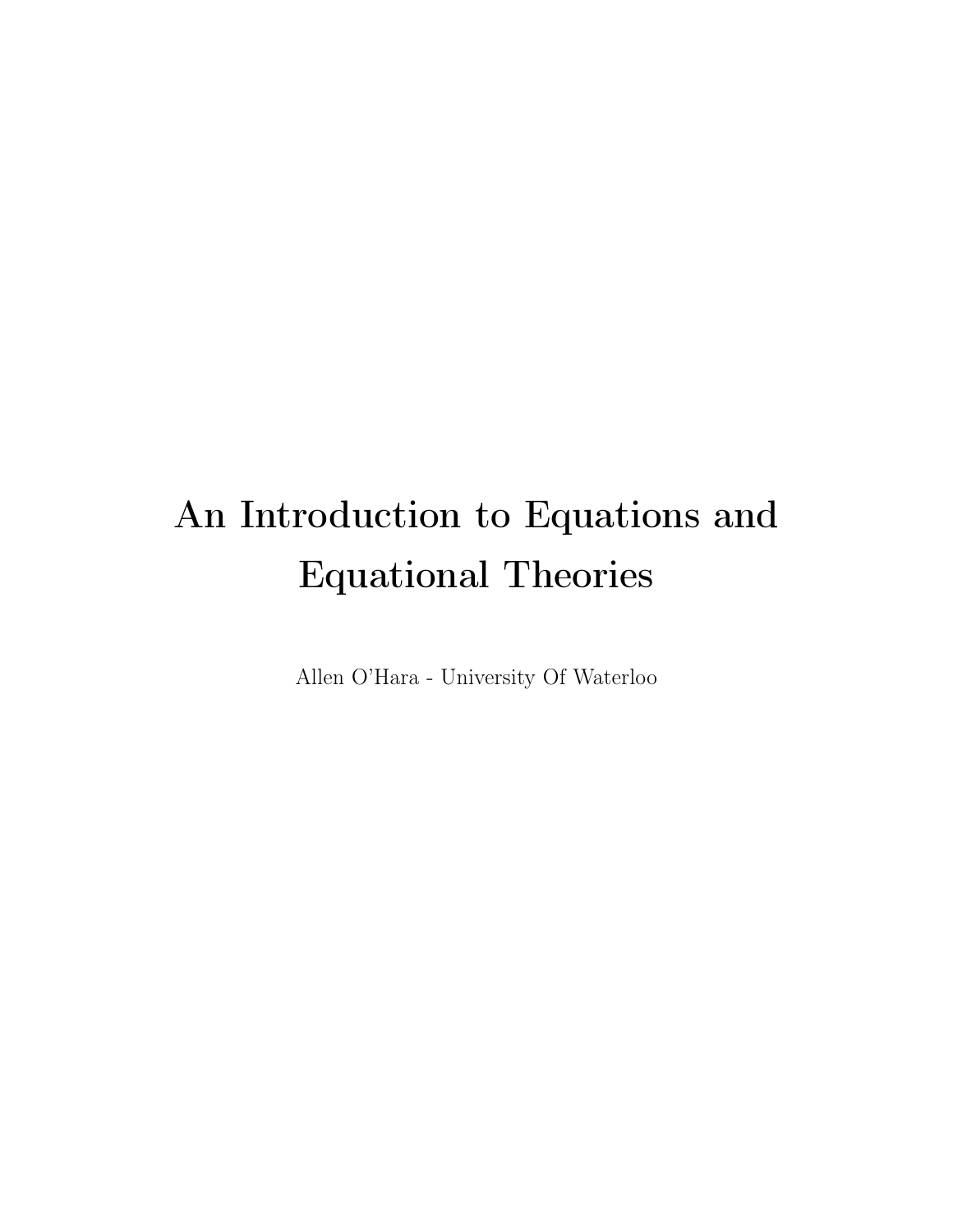# An Introduction to Equations and Equational Theories

Allen O'Hara - University Of Waterloo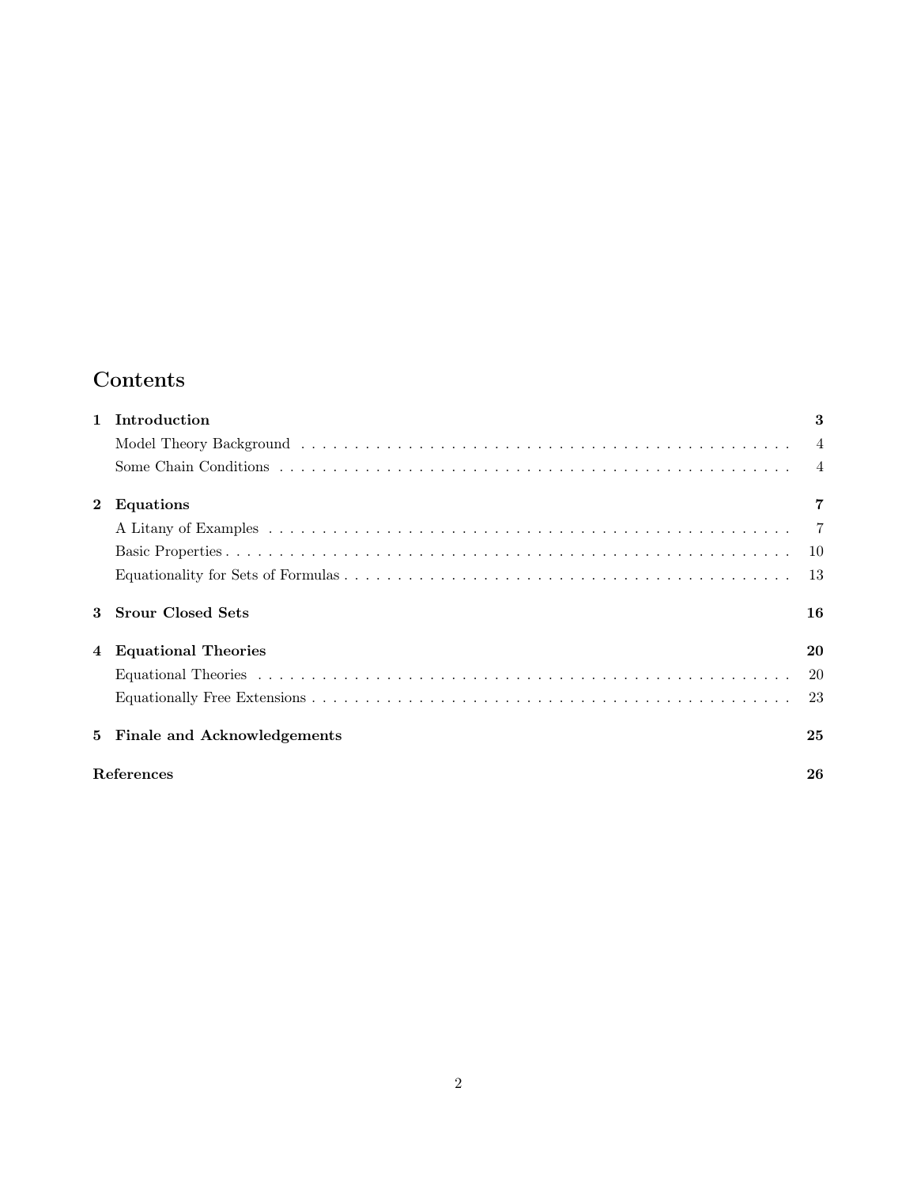# Contents

| | | |
|---|---|---|
| **1** | **Introduction** | **3** |
| | Model Theory Background | 4 |
| | Some Chain Conditions | 4 |
| **2** | **Equations** | **7** |
| | A Litany of Examples | 7 |
| | Basic Properties | 10 |
| | Equationality for Sets of Formulas | 13 |
| **3** | **Srour Closed Sets** | **16** |
| **4** | **Equational Theories** | **20** |
| | Equational Theories | 20 |
| | Equationally Free Extensions | 23 |
| **5** | **Finale and Acknowledgements** | **25** |
| | **References** | **26** |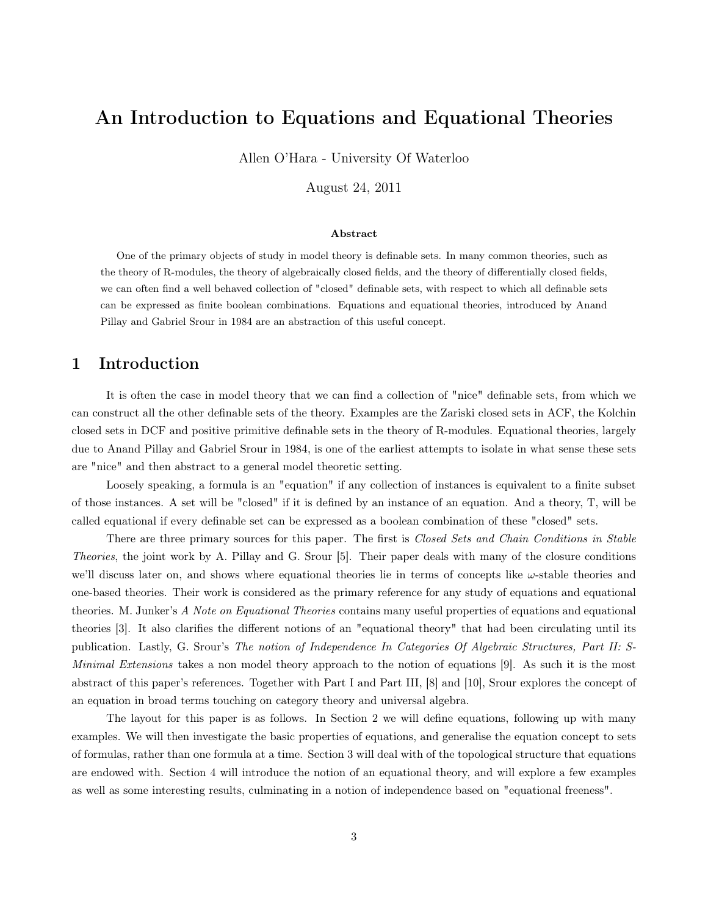# An Introduction to Equations and Equational Theories

Allen O'Hara - University Of Waterloo

August 24, 2011

**Abstract**

One of the primary objects of study in model theory is definable sets. In many common theories, such as the theory of R-modules, the theory of algebraically closed fields, and the theory of differentially closed fields, we can often find a well behaved collection of "closed" definable sets, with respect to which all definable sets can be expressed as finite boolean combinations. Equations and equational theories, introduced by Anand Pillay and Gabriel Srour in 1984 are an abstraction of this useful concept.

## 1 Introduction

It is often the case in model theory that we can find a collection of "nice" definable sets, from which we can construct all the other definable sets of the theory. Examples are the Zariski closed sets in ACF, the Kolchin closed sets in DCF and positive primitive definable sets in the theory of R-modules. Equational theories, largely due to Anand Pillay and Gabriel Srour in 1984, is one of the earliest attempts to isolate in what sense these sets are "nice" and then abstract to a general model theoretic setting.

Loosely speaking, a formula is an "equation" if any collection of instances is equivalent to a finite subset of those instances. A set will be "closed" if it is defined by an instance of an equation. And a theory, T, will be called equational if every definable set can be expressed as a boolean combination of these "closed" sets.

There are three primary sources for this paper. The first is *Closed Sets and Chain Conditions in Stable Theories*, the joint work by A. Pillay and G. Srour [5]. Their paper deals with many of the closure conditions we'll discuss later on, and shows where equational theories lie in terms of concepts like $\omega$-stable theories and one-based theories. Their work is considered as the primary reference for any study of equations and equational theories. M. Junker's *A Note on Equational Theories* contains many useful properties of equations and equational theories [3]. It also clarifies the different notions of an "equational theory" that had been circulating until its publication. Lastly, G. Srour's *The notion of Independence In Categories Of Algebraic Structures, Part II: S-Minimal Extensions* takes a non model theory approach to the notion of equations [9]. As such it is the most abstract of this paper's references. Together with Part I and Part III, [8] and [10], Srour explores the concept of an equation in broad terms touching on category theory and universal algebra.

The layout for this paper is as follows. In Section 2 we will define equations, following up with many examples. We will then investigate the basic properties of equations, and generalise the equation concept to sets of formulas, rather than one formula at a time. Section 3 will deal with of the topological structure that equations are endowed with. Section 4 will introduce the notion of an equational theory, and will explore a few examples as well as some interesting results, culminating in a notion of independence based on "equational freeness".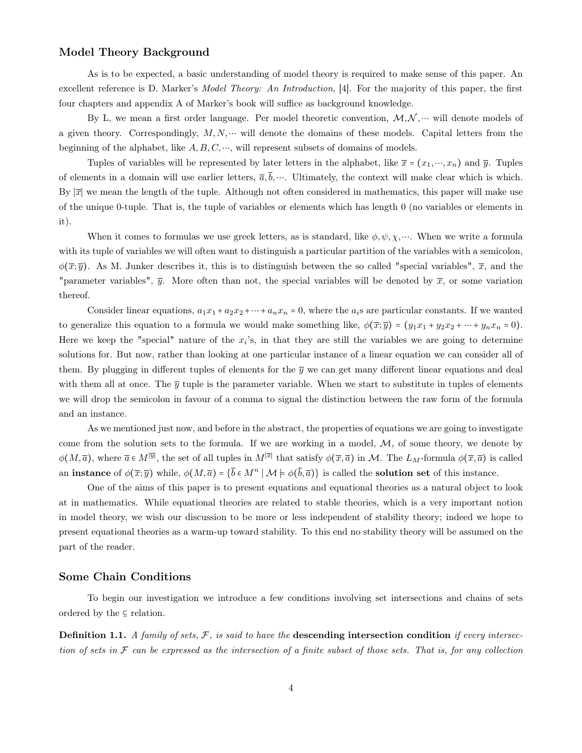## Model Theory Background

As is to be expected, a basic understanding of model theory is required to make sense of this paper. An excellent reference is D. Marker's *Model Theory: An Introduction*, [4]. For the majority of this paper, the first four chapters and appendix A of Marker's book will suffice as background knowledge.

By L, we mean a first order language. Per model theoretic convention, $\mathcal{M}, \mathcal{N}, \cdots$ will denote models of a given theory. Correspondingly, $M, N, \cdots$ will denote the domains of these models. Capital letters from the beginning of the alphabet, like $A, B, C, \cdots$, will represent subsets of domains of models.

Tuples of variables will be represented by later letters in the alphabet, like $\overline{x} = (x_1, \cdots, x_n)$ and $\overline{y}$. Tuples of elements in a domain will use earlier letters, $\overline{a}, \overline{b}, \cdots$. Ultimately, the context will make clear which is which. By $|\overline{x}|$ we mean the length of the tuple. Although not often considered in mathematics, this paper will make use of the unique 0-tuple. That is, the tuple of variables or elements which has length 0 (no variables or elements in it).

When it comes to formulas we use greek letters, as is standard, like $\phi, \psi, \chi, \cdots$. When we write a formula with its tuple of variables we will often want to distinguish a particular partition of the variables with a semicolon, $\phi(\overline{x}; \overline{y})$. As M. Junker describes it, this is to distinguish between the so called "special variables", $\overline{x}$, and the "parameter variables", $\overline{y}$. More often than not, the special variables will be denoted by $\overline{x}$, or some variation thereof.

Consider linear equations, $a_1x_1 + a_2x_2 + \cdots + a_nx_n = 0$, where the $a_i$s are particular constants. If we wanted to generalize this equation to a formula we would make something like, $\phi(\overline{x}; \overline{y}) = (y_1x_1 + y_2x_2 + \cdots + y_nx_n = 0)$. Here we keep the "special" nature of the $x_i$'s, in that they are still the variables we are going to determine solutions for. But now, rather than looking at one particular instance of a linear equation we can consider all of them. By plugging in different tuples of elements for the $\overline{y}$ we can get many different linear equations and deal with them all at once. The $\overline{y}$ tuple is the parameter variable. When we start to substitute in tuples of elements we will drop the semicolon in favour of a comma to signal the distinction between the raw form of the formula and an instance.

As we mentioned just now, and before in the abstract, the properties of equations we are going to investigate come from the solution sets to the formula. If we are working in a model, $\mathcal{M}$, of some theory, we denote by $\phi(M, \overline{a})$, where $\overline{a} \in M^{|\overline{y}|}$, the set of all tuples in $M^{|\overline{x}|}$ that satisfy $\phi(\overline{x}, \overline{a})$ in $\mathcal{M}$. The $L_M$-formula $\phi(\overline{x}, \overline{a})$ is called an **instance** of $\phi(\overline{x}; \overline{y})$ while, $\phi(M, \overline{a}) = \{\overline{b} \in M^n \mid \mathcal{M} \models \phi(\overline{b}, \overline{a})\}$ is called the **solution set** of this instance.

One of the aims of this paper is to present equations and equational theories as a natural object to look at in mathematics. While equational theories are related to stable theories, which is a very important notion in model theory, we wish our discussion to be more or less independent of stability theory; indeed we hope to present equational theories as a warm-up toward stability. To this end no stability theory will be assumed on the part of the reader.

## Some Chain Conditions

To begin our investigation we introduce a few conditions involving set intersections and chains of sets ordered by the $\subseteq$ relation.

**Definition 1.1.** *A family of sets, $\mathcal{F}$, is said to have the* **descending intersection condition** *if every intersection of sets in $\mathcal{F}$ can be expressed as the intersection of a finite subset of those sets. That is, for any collection*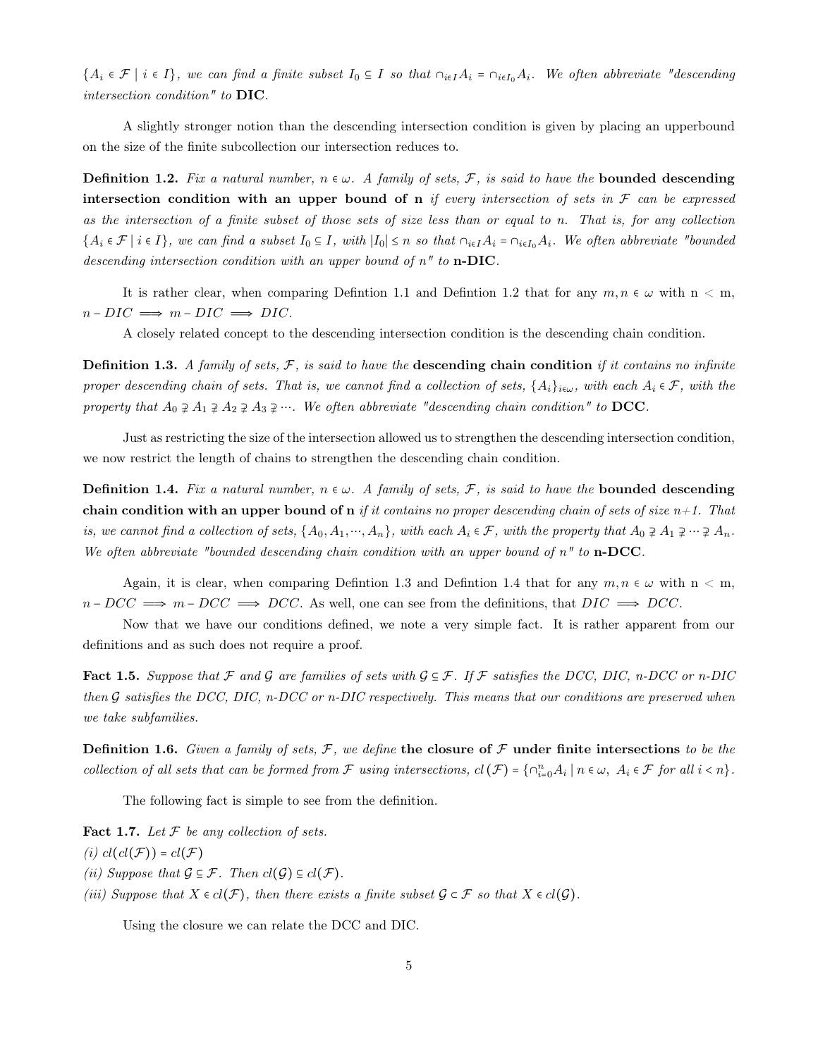$\{A_i \in \mathcal{F} \mid i \in I\}$, *we can find a finite subset* $I_0 \subseteq I$ *so that* $\cap_{i\in I} A_i = \cap_{i\in I_0} A_i$. *We often abbreviate "descending intersection condition" to* **DIC**.

A slightly stronger notion than the descending intersection condition is given by placing an upperbound on the size of the finite subcollection our intersection reduces to.

**Definition 1.2.** *Fix a natural number,* $n \in \omega$. *A family of sets,* $\mathcal{F}$, *is said to have the* **bounded descending intersection condition with an upper bound of n** *if every intersection of sets in* $\mathcal{F}$ *can be expressed as the intersection of a finite subset of those sets of size less than or equal to n. That is, for any collection* $\{A_i \in \mathcal{F} \mid i \in I\}$, *we can find a subset* $I_0 \subseteq I$, *with* $|I_0| \leq n$ *so that* $\cap_{i\in I} A_i = \cap_{i\in I_0} A_i$. *We often abbreviate "bounded descending intersection condition with an upper bound of n" to* **n-DIC**.

It is rather clear, when comparing Defintion 1.1 and Defintion 1.2 that for any $m, n \in \omega$ with n < m, $n - DIC \implies m - DIC \implies DIC$.

A closely related concept to the descending intersection condition is the descending chain condition.

**Definition 1.3.** *A family of sets,* $\mathcal{F}$, *is said to have the* **descending chain condition** *if it contains no infinite proper descending chain of sets. That is, we cannot find a collection of sets,* $\{A_i\}_{i\in\omega}$, *with each* $A_i \in \mathcal{F}$, *with the property that* $A_0 \supsetneq A_1 \supsetneq A_2 \supsetneq A_3 \supsetneq \cdots$. *We often abbreviate "descending chain condition" to* **DCC**.

Just as restricting the size of the intersection allowed us to strengthen the descending intersection condition, we now restrict the length of chains to strengthen the descending chain condition.

**Definition 1.4.** *Fix a natural number,* $n \in \omega$. *A family of sets,* $\mathcal{F}$, *is said to have the* **bounded descending chain condition with an upper bound of n** *if it contains no proper descending chain of sets of size n+1. That is, we cannot find a collection of sets,* $\{A_0, A_1, \cdots, A_n\}$, *with each* $A_i \in \mathcal{F}$, *with the property that* $A_0 \supsetneq A_1 \supsetneq \cdots \supsetneq A_n$. *We often abbreviate "bounded descending chain condition with an upper bound of n" to* **n-DCC**.

Again, it is clear, when comparing Defintion 1.3 and Defintion 1.4 that for any $m, n \in \omega$ with n < m, $n - DCC \implies m - DCC \implies DCC$. As well, one can see from the definitions, that $DIC \implies DCC$.

Now that we have our conditions defined, we note a very simple fact. It is rather apparent from our definitions and as such does not require a proof.

**Fact 1.5.** *Suppose that* $\mathcal{F}$ *and* $\mathcal{G}$ *are families of sets with* $\mathcal{G} \subseteq \mathcal{F}$. *If* $\mathcal{F}$ *satisfies the DCC, DIC, n-DCC or n-DIC then* $\mathcal{G}$ *satisfies the DCC, DIC, n-DCC or n-DIC respectively. This means that our conditions are preserved when we take subfamilies.*

**Definition 1.6.** *Given a family of sets,* $\mathcal{F}$, *we define* **the closure of** $\mathcal{F}$ **under finite intersections** *to be the collection of all sets that can be formed from* $\mathcal{F}$ *using intersections,* $cl(\mathcal{F}) = \{\cap_{i=0}^{n} A_i \mid n \in \omega,\ A_i \in \mathcal{F} \text{ for all } i < n\}$.

The following fact is simple to see from the definition.

**Fact 1.7.** *Let* $\mathcal{F}$ *be any collection of sets.*
*(i)* $cl(cl(\mathcal{F})) = cl(\mathcal{F})$
*(ii) Suppose that* $\mathcal{G} \subseteq \mathcal{F}$. *Then* $cl(\mathcal{G}) \subseteq cl(\mathcal{F})$.
*(iii) Suppose that* $X \in cl(\mathcal{F})$, *then there exists a finite subset* $\mathcal{G} \subset \mathcal{F}$ *so that* $X \in cl(\mathcal{G})$.

Using the closure we can relate the DCC and DIC.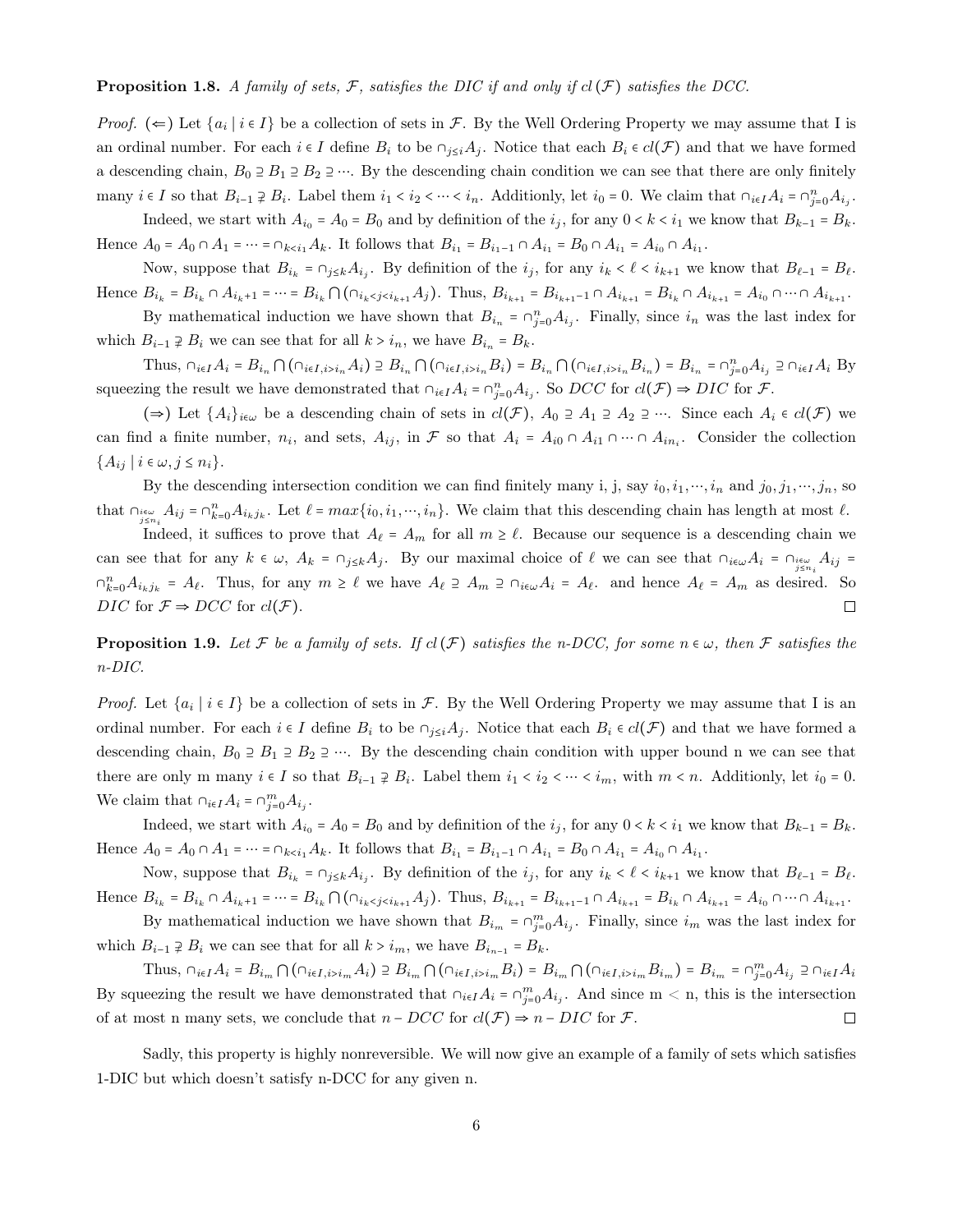**Proposition 1.8.** *A family of sets, $\mathcal{F}$, satisfies the DIC if and only if $cl(\mathcal{F})$ satisfies the DCC.*

*Proof.* ($\Leftarrow$) Let $\{a_i \mid i \in I\}$ be a collection of sets in $\mathcal{F}$. By the Well Ordering Property we may assume that I is an ordinal number. For each $i \in I$ define $B_i$ to be $\cap_{j \leq i} A_j$. Notice that each $B_i \in cl(\mathcal{F})$ and that we have formed a descending chain, $B_0 \supseteq B_1 \supseteq B_2 \supseteq \cdots$. By the descending chain condition we can see that there are only finitely many $i \in I$ so that $B_{i-1} \supsetneq B_i$. Label them $i_1 < i_2 < \cdots < i_n$. Additionly, let $i_0 = 0$. We claim that $\cap_{i \in I} A_i = \cap_{j=0}^{n} A_{i_j}$.

Indeed, we start with $A_{i_0} = A_0 = B_0$ and by definition of the $i_j$, for any $0 < k < i_1$ we know that $B_{k-1} = B_k$. Hence $A_0 = A_0 \cap A_1 = \cdots = \cap_{k < i_1} A_k$. It follows that $B_{i_1} = B_{i_1 - 1} \cap A_{i_1} = B_0 \cap A_{i_1} = A_{i_0} \cap A_{i_1}$.

Now, suppose that $B_{i_k} = \cap_{j \leq k} A_{i_j}$. By definition of the $i_j$, for any $i_k < \ell < i_{k+1}$ we know that $B_{\ell - 1} = B_\ell$. Hence $B_{i_k} = B_{i_k} \cap A_{i_k + 1} = \cdots = B_{i_k} \bigcap (\cap_{i_k < j < i_{k+1}} A_j)$. Thus, $B_{i_{k+1}} = B_{i_{k+1} - 1} \cap A_{i_{k+1}} = B_{i_k} \cap A_{i_{k+1}} = A_{i_0} \cap \cdots \cap A_{i_{k+1}}$.

By mathematical induction we have shown that $B_{i_n} = \cap_{j=0}^{n} A_{i_j}$. Finally, since $i_n$ was the last index for which $B_{i-1} \supsetneq B_i$ we can see that for all $k > i_n$, we have $B_{i_n} = B_k$.

Thus, $\cap_{i \in I} A_i = B_{i_n} \bigcap (\cap_{i \in I, i > i_n} A_i) \supseteq B_{i_n} \bigcap (\cap_{i \in I, i > i_n} B_i) = B_{i_n} \bigcap (\cap_{i \in I, i > i_n} B_{i_n}) = B_{i_n} = \cap_{j=0}^{n} A_{i_j} \supseteq \cap_{i \in I} A_i$ By squeezing the result we have demonstrated that $\cap_{i \in I} A_i = \cap_{j=0}^{n} A_{i_j}$. So $DCC$ for $cl(\mathcal{F}) \Rightarrow DIC$ for $\mathcal{F}$.

($\Rightarrow$) Let $\{A_i\}_{i \in \omega}$ be a descending chain of sets in $cl(\mathcal{F})$, $A_0 \supseteq A_1 \supseteq A_2 \supseteq \cdots$. Since each $A_i \in cl(\mathcal{F})$ we can find a finite number, $n_i$, and sets, $A_{ij}$, in $\mathcal{F}$ so that $A_i = A_{i0} \cap A_{i1} \cap \cdots \cap A_{in_i}$. Consider the collection $\{A_{ij} \mid i \in \omega, j \leq n_i\}$.

By the descending intersection condition we can find finitely many i, j, say $i_0, i_1, \cdots, i_n$ and $j_0, j_1, \cdots, j_n$, so that $\cap_{\substack{i \in \omega \\ j \leq n_i}} A_{ij} = \cap_{k=0}^{n} A_{i_k j_k}$. Let $\ell = max\{i_0, i_1, \cdots, i_n\}$. We claim that this descending chain has length at most $\ell$.

Indeed, it suffices to prove that $A_\ell = A_m$ for all $m \geq \ell$. Because our sequence is a descending chain we can see that for any $k \in \omega$, $A_k = \cap_{j \leq k} A_j$. By our maximal choice of $\ell$ we can see that $\cap_{i \in \omega} A_i = \cap_{\substack{i \in \omega \\ j \leq n_i}} A_{ij} = \cap_{k=0}^{n} A_{i_k j_k} = A_\ell$. Thus, for any $m \geq \ell$ we have $A_\ell \supseteq A_m \supseteq \cap_{i \in \omega} A_i = A_\ell$. and hence $A_\ell = A_m$ as desired. So $DIC$ for $\mathcal{F} \Rightarrow DCC$ for $cl(\mathcal{F})$. $\square$

**Proposition 1.9.** *Let $\mathcal{F}$ be a family of sets. If $cl(\mathcal{F})$ satisfies the n-DCC, for some $n \in \omega$, then $\mathcal{F}$ satisfies the n-DIC.*

*Proof.* Let $\{a_i \mid i \in I\}$ be a collection of sets in $\mathcal{F}$. By the Well Ordering Property we may assume that I is an ordinal number. For each $i \in I$ define $B_i$ to be $\cap_{j \leq i} A_j$. Notice that each $B_i \in cl(\mathcal{F})$ and that we have formed a descending chain, $B_0 \supseteq B_1 \supseteq B_2 \supseteq \cdots$. By the descending chain condition with upper bound n we can see that there are only m many $i \in I$ so that $B_{i-1} \supsetneq B_i$. Label them $i_1 < i_2 < \cdots < i_m$, with $m < n$. Additionally, let $i_0 = 0$. We claim that $\cap_{i \in I} A_i = \cap_{j=0}^{m} A_{i_j}$.

Indeed, we start with $A_{i_0} = A_0 = B_0$ and by definition of the $i_j$, for any $0 < k < i_1$ we know that $B_{k-1} = B_k$. Hence $A_0 = A_0 \cap A_1 = \cdots = \cap_{k < i_1} A_k$. It follows that $B_{i_1} = B_{i_1 - 1} \cap A_{i_1} = B_0 \cap A_{i_1} = A_{i_0} \cap A_{i_1}$.

Now, suppose that $B_{i_k} = \cap_{j \leq k} A_{i_j}$. By definition of the $i_j$, for any $i_k < \ell < i_{k+1}$ we know that $B_{\ell - 1} = B_\ell$. Hence $B_{i_k} = B_{i_k} \cap A_{i_k + 1} = \cdots = B_{i_k} \bigcap (\cap_{i_k < j < i_{k+1}} A_j)$. Thus, $B_{i_{k+1}} = B_{i_{k+1} - 1} \cap A_{i_{k+1}} = B_{i_k} \cap A_{i_{k+1}} = A_{i_0} \cap \cdots \cap A_{i_{k+1}}$.

By mathematical induction we have shown that $B_{i_m} = \cap_{j=0}^{m} A_{i_j}$. Finally, since $i_m$ was the last index for which $B_{i-1} \supsetneq B_i$ we can see that for all $k > i_m$, we have $B_{i_{n-1}} = B_k$.

Thus, $\cap_{i \in I} A_i = B_{i_m} \bigcap (\cap_{i \in I, i > i_m} A_i) \supseteq B_{i_m} \bigcap (\cap_{i \in I, i > i_m} B_i) = B_{i_m} \bigcap (\cap_{i \in I, i > i_m} B_{i_m}) = B_{i_m} = \cap_{j=0}^{m} A_{i_j} \supseteq \cap_{i \in I} A_i$ By squeezing the result we have demonstrated that $\cap_{i \in I} A_i = \cap_{j=0}^{m} A_{i_j}$. And since m < n, this is the intersection of at most n many sets, we conclude that $n - DCC$ for $cl(\mathcal{F}) \Rightarrow n - DIC$ for $\mathcal{F}$. $\square$

Sadly, this property is highly nonreversible. We will now give an example of a family of sets which satisfies 1-DIC but which doesn't satisfy n-DCC for any given n.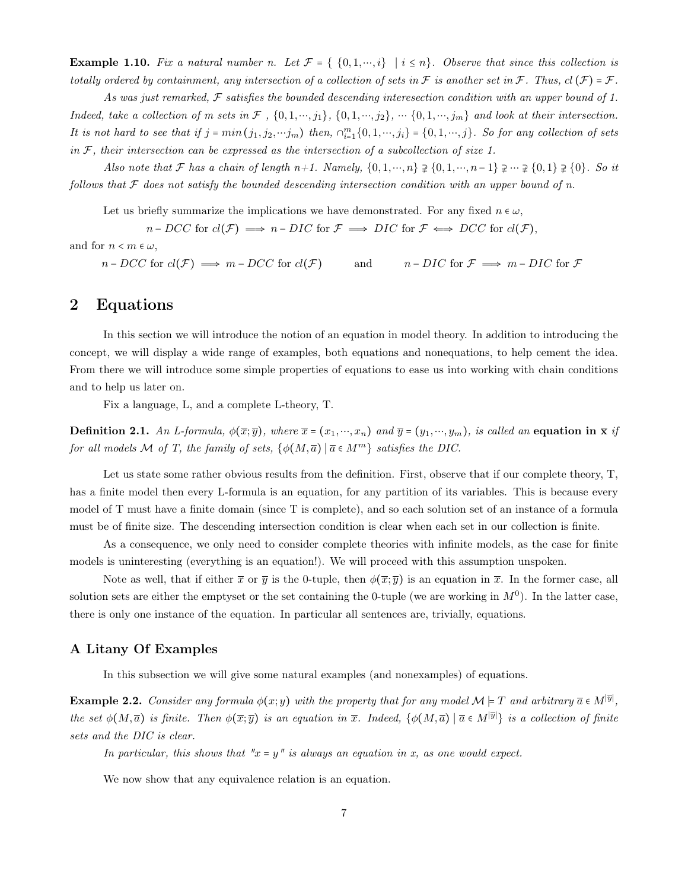**Example 1.10.** *Fix a natural number n. Let $\mathcal{F} = \{ \{0, 1, \cdots, i\} \mid i \leq n\}$. Observe that since this collection is totally ordered by containment, any intersection of a collection of sets in $\mathcal{F}$ is another set in $\mathcal{F}$. Thus, $cl(\mathcal{F}) = \mathcal{F}$.*

*As was just remarked, $\mathcal{F}$ satisfies the bounded descending interesection condition with an upper bound of 1. Indeed, take a collection of m sets in $\mathcal{F}$ , $\{0, 1, \cdots, j_1\}$, $\{0, 1, \cdots, j_2\}$, $\cdots$ $\{0, 1, \cdots, j_m\}$ and look at their intersection. It is not hard to see that if $j = min(j_1, j_2, \cdots j_m)$ then, $\cap_{i=1}^{m}\{0, 1, \cdots, j_i\} = \{0, 1, \cdots, j\}$. So for any collection of sets in $\mathcal{F}$, their intersection can be expressed as the intersection of a subcollection of size 1.*

*Also note that $\mathcal{F}$ has a chain of length n+1. Namely, $\{0, 1, \cdots, n\} \supsetneq \{0, 1, \cdots, n-1\} \supsetneq \cdots \supsetneq \{0, 1\} \supsetneq \{0\}$. So it follows that $\mathcal{F}$ does not satisfy the bounded descending intersection condition with an upper bound of n.*

Let us briefly summarize the implications we have demonstrated. For any fixed $n \in \omega$,

$$n - DCC \text{ for } cl(\mathcal{F}) \implies n - DIC \text{ for } \mathcal{F} \implies DIC \text{ for } \mathcal{F} \iff DCC \text{ for } cl(\mathcal{F}),$$

and for $n < m \in \omega$,

$$n - DCC \text{ for } cl(\mathcal{F}) \implies m - DCC \text{ for } cl(\mathcal{F}) \qquad \text{and} \qquad n - DIC \text{ for } \mathcal{F} \implies m - DIC \text{ for } \mathcal{F}$$

# 2 Equations

In this section we will introduce the notion of an equation in model theory. In addition to introducing the concept, we will display a wide range of examples, both equations and nonequations, to help cement the idea. From there we will introduce some simple properties of equations to ease us into working with chain conditions and to help us later on.

Fix a language, L, and a complete L-theory, T.

**Definition 2.1.** *An L-formula, $\phi(\overline{x}; \overline{y})$, where $\overline{x} = (x_1, \cdots, x_n)$ and $\overline{y} = (y_1, \cdots, y_m)$, is called an* **equation in $\overline{\mathbf{x}}$** *if for all models $\mathcal{M}$ of T, the family of sets, $\{\phi(M, \overline{a}) \mid \overline{a} \in M^m\}$ satisfies the DIC.*

Let us state some rather obvious results from the definition. First, observe that if our complete theory, T, has a finite model then every L-formula is an equation, for any partition of its variables. This is because every model of T must have a finite domain (since T is complete), and so each solution set of an instance of a formula must be of finite size. The descending intersection condition is clear when each set in our collection is finite.

As a consequence, we only need to consider complete theories with infinite models, as the case for finite models is uninteresting (everything is an equation!). We will proceed with this assumption unspoken.

Note as well, that if either $\overline{x}$ or $\overline{y}$ is the 0-tuple, then $\phi(\overline{x}; \overline{y})$ is an equation in $\overline{x}$. In the former case, all solution sets are either the emptyset or the set containing the 0-tuple (we are working in $M^0$). In the latter case, there is only one instance of the equation. In particular all sentences are, trivially, equations.

### A Litany Of Examples

In this subsection we will give some natural examples (and nonexamples) of equations.

**Example 2.2.** *Consider any formula $\phi(x; y)$ with the property that for any model $\mathcal{M} \models T$ and arbitrary $\overline{a} \in M^{|\overline{y}|}$, the set $\phi(M, \overline{a})$ is finite. Then $\phi(\overline{x}; \overline{y})$ is an equation in $\overline{x}$. Indeed, $\{\phi(M, \overline{a}) \mid \overline{a} \in M^{|\overline{y}|}\}$ is a collection of finite sets and the DIC is clear.*

*In particular, this shows that "$x = y$" is always an equation in x, as one would expect.*

We now show that any equivalence relation is an equation.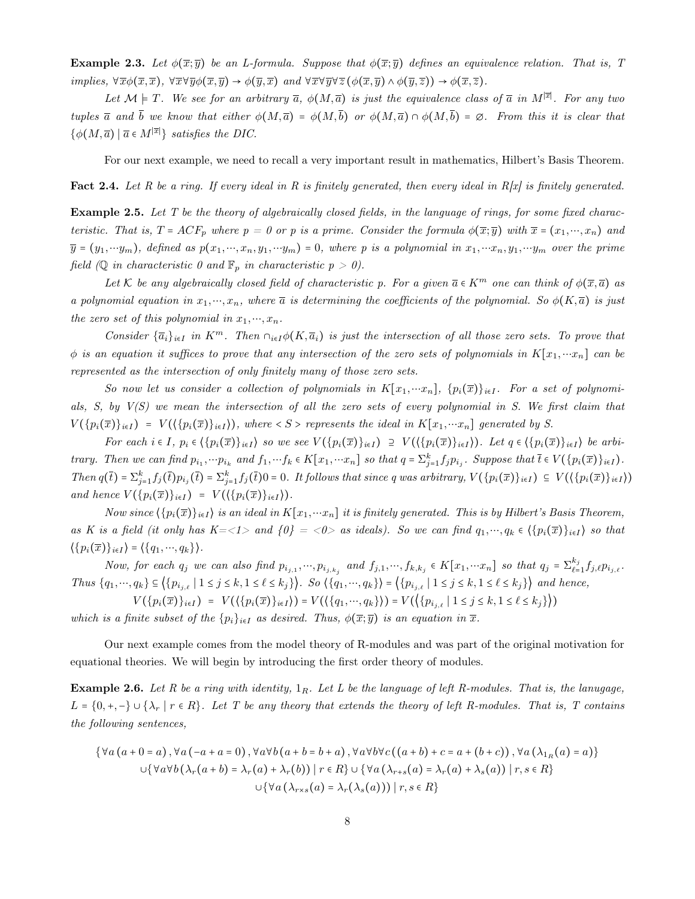**Example 2.3.** *Let $\phi(\overline{x};\overline{y})$ be an L-formula. Suppose that $\phi(\overline{x};\overline{y})$ defines an equivalence relation. That is, T implies, $\forall\overline{x}\phi(\overline{x},\overline{x})$, $\forall\overline{x}\forall\overline{y}\phi(\overline{x},\overline{y}) \rightarrow \phi(\overline{y},\overline{x})$ and $\forall\overline{x}\forall\overline{y}\forall\overline{z}(\phi(\overline{x},\overline{y}) \wedge \phi(\overline{y},\overline{z})) \rightarrow \phi(\overline{x},\overline{z})$.*

*Let $\mathcal{M} \models T$. We see for an arbitrary $\overline{a}$, $\phi(M,\overline{a})$ is just the equivalence class of $\overline{a}$ in $M^{|\overline{x}|}$. For any two tuples $\overline{a}$ and $\overline{b}$ we know that either $\phi(M,\overline{a}) = \phi(M,\overline{b})$ or $\phi(M,\overline{a}) \cap \phi(M,\overline{b}) = \varnothing$. From this it is clear that $\{\phi(M,\overline{a}) \mid \overline{a} \in M^{|\overline{x}|}\}$ satisfies the DIC.*

For our next example, we need to recall a very important result in mathematics, Hilbert's Basis Theorem.

**Fact 2.4.** *Let R be a ring. If every ideal in R is finitely generated, then every ideal in R[x] is finitely generated.*

**Example 2.5.** *Let T be the theory of algebraically closed fields, in the language of rings, for some fixed characteristic. That is, $T = ACF_p$ where $p = 0$ or p is a prime. Consider the formula $\phi(\overline{x};\overline{y})$ with $\overline{x} = (x_1,\cdots,x_n)$ and $\overline{y} = (y_1,\cdots y_m)$, defined as $p(x_1,\cdots,x_n,y_1,\cdots y_m) = 0$, where p is a polynomial in $x_1,\cdots x_n,y_1,\cdots y_m$ over the prime field ($\mathbb{Q}$ in characteristic 0 and $\mathbb{F}_p$ in characteristic $p > 0$).*

*Let $\mathcal{K}$ be any algebraically closed field of characteristic p. For a given $\overline{a} \in K^m$ one can think of $\phi(\overline{x},\overline{a})$ as a polynomial equation in $x_1,\cdots,x_n$, where $\overline{a}$ is determining the coefficients of the polynomial. So $\phi(K,\overline{a})$ is just the zero set of this polynomial in $x_1,\cdots,x_n$.*

*Consider $\{\overline{a}_i\}_{i\in I}$ in $K^m$. Then $\cap_{i\in I}\phi(K,\overline{a}_i)$ is just the intersection of all those zero sets. To prove that $\phi$ is an equation it suffices to prove that any intersection of the zero sets of polynomials in $K[x_1,\cdots x_n]$ can be represented as the intersection of only finitely many of those zero sets.*

*So now let us consider a collection of polynomials in $K[x_1,\cdots x_n]$, $\{p_i(\overline{x})\}_{i\in I}$. For a set of polynomials, S, by V(S) we mean the intersection of all the zero sets of every polynomial in S. We first claim that $V(\{p_i(\overline{x})\}_{i\in I}) = V(\langle\{p_i(\overline{x})\}_{i\in I}\rangle)$, where $< S >$ represents the ideal in $K[x_1,\cdots x_n]$ generated by S.*

*For each $i \in I$, $p_i \in \langle\{p_i(\overline{x})\}_{i\in I}\rangle$ so we see $V(\{p_i(\overline{x})\}_{i\in I}) \supseteq V(\langle\{p_i(\overline{x})\}_{i\in I}\rangle)$. Let $q \in \langle\{p_i(\overline{x})\}_{i\in I}\rangle$ be arbitrary. Then we can find $p_{i_1},\cdots p_{i_k}$ and $f_1,\cdots f_k \in K[x_1,\cdots x_n]$ so that $q = \Sigma_{j=1}^k f_j p_{i_j}$. Suppose that $\overline{t} \in V(\{p_i(\overline{x})\}_{i\in I})$. Then $q(\overline{t}) = \Sigma_{j=1}^k f_j(\overline{t})p_{i_j}(\overline{t}) = \Sigma_{j=1}^k f_j(\overline{t})0 = 0$. It follows that since q was arbitrary, $V(\{p_i(\overline{x})\}_{i\in I}) \subseteq V(\langle\{p_i(\overline{x})\}_{i\in I}\rangle)$ and hence $V(\{p_i(\overline{x})\}_{i\in I}) = V(\langle\{p_i(\overline{x})\}_{i\in I}\rangle)$.*

*Now since $\langle\{p_i(\overline{x})\}_{i\in I}\rangle$ is an ideal in $K[x_1,\cdots x_n]$ it is finitely generated. This is by Hilbert's Basis Theorem, as K is a field (it only has K=<1> and {0} = <0> as ideals). So we can find $q_1,\cdots,q_k \in \langle\{p_i(\overline{x})\}_{i\in I}\rangle$ so that $\langle\{p_i(\overline{x})\}_{i\in I}\rangle = \langle\{q_1,\cdots,q_k\}\rangle$.*

*Now, for each $q_j$ we can also find $p_{i_{j,1}},\cdots,p_{i_{j,k_j}}$ and $f_{j,1},\cdots,f_{k,k_j} \in K[x_1,\cdots x_n]$ so that $q_j = \Sigma_{\ell=1}^{k_j} f_{j,\ell}p_{i_{j,\ell}}$. Thus $\{q_1,\cdots,q_k\} \subseteq \langle\{p_{i_{j,\ell}} \mid 1 \le j \le k, 1 \le \ell \le k_j\}\rangle$. So $\langle\{q_1,\cdots,q_k\}\rangle = \langle\{p_{i_{j,\ell}} \mid 1 \le j \le k, 1 \le \ell \le k_j\}\rangle$ and hence,*

$$V(\{p_i(\overline{x})\}_{i\in I}) = V(\langle\{p_i(\overline{x})\}_{i\in I}\rangle) = V(\langle\{q_1,\cdots,q_k\}\rangle) = V(\langle\{p_{i_{j,\ell}} \mid 1 \le j \le k, 1 \le \ell \le k_j\}\rangle)$$

*which is a finite subset of the $\{p_i\}_{i\in I}$ as desired. Thus, $\phi(\overline{x};\overline{y})$ is an equation in $\overline{x}$.*

Our next example comes from the model theory of R-modules and was part of the original motivation for equational theories. We will begin by introducing the first order theory of modules.

**Example 2.6.** *Let R be a ring with identity, $1_R$. Let L be the language of left R-modules. That is, the lanugage, $L = \{0,+,-\} \cup \{\lambda_r \mid r \in R\}$. Let T be any theory that extends the theory of left R-modules. That is, T contains the following sentences,*

$$\{\forall a\,(a+0=a), \forall a\,(-a+a=0), \forall a\forall b\,(a+b=b+a), \forall a\forall b\forall c\,((a+b)+c=a+(b+c)), \forall a\,(\lambda_{1_R}(a)=a)\}$$
$$\cup\{\forall a\forall b\,(\lambda_r(a+b)=\lambda_r(a)+\lambda_r(b)) \mid r \in R\} \cup \{\forall a\,(\lambda_{r+s}(a)=\lambda_r(a)+\lambda_s(a)) \mid r,s \in R\}$$
$$\cup\{\forall a\,(\lambda_{r\times s}(a)=\lambda_r(\lambda_s(a))) \mid r,s \in R\}$$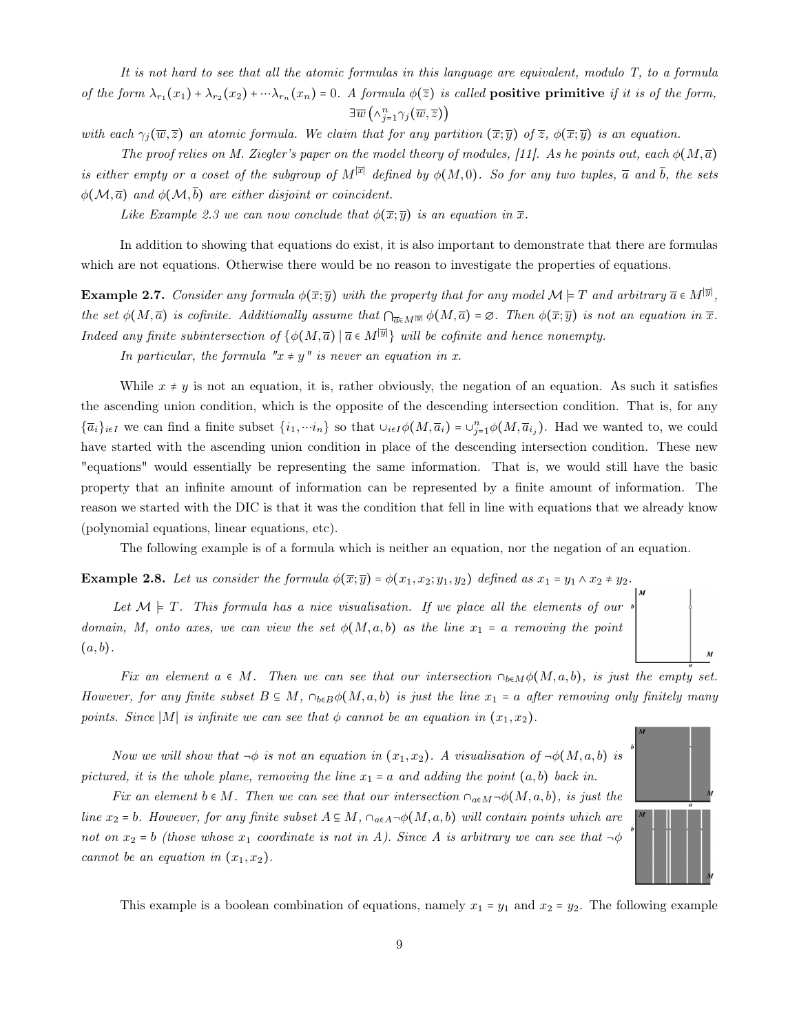*It is not hard to see that all the atomic formulas in this language are equivalent, modulo $T$, to a formula of the form $\lambda_{r_1}(x_1) + \lambda_{r_2}(x_2) + \cdots \lambda_{r_n}(x_n) = 0$. A formula $\phi(\overline{z})$ is called* **positive primitive** *if it is of the form,*

$$\exists \overline{w} \left( \wedge_{j=1}^{n} \gamma_j(\overline{w}, \overline{z}) \right)$$

*with each $\gamma_j(\overline{w}, \overline{z})$ an atomic formula. We claim that for any partition $(\overline{x}; \overline{y})$ of $\overline{z}$, $\phi(\overline{x}; \overline{y})$ is an equation.*

*The proof relies on M. Ziegler's paper on the model theory of modules, [11]. As he points out, each $\phi(M, \overline{a})$ is either empty or a coset of the subgroup of $M^{|\overline{x}|}$ defined by $\phi(M, 0)$. So for any two tuples, $\overline{a}$ and $\overline{b}$, the sets $\phi(\mathcal{M}, \overline{a})$ and $\phi(\mathcal{M}, \overline{b})$ are either disjoint or coincident.*

*Like Example 2.3 we can now conclude that $\phi(\overline{x}; \overline{y})$ is an equation in $\overline{x}$.*

In addition to showing that equations do exist, it is also important to demonstrate that there are formulas which are not equations. Otherwise there would be no reason to investigate the properties of equations.

**Example 2.7.** *Consider any formula $\phi(\overline{x}; \overline{y})$ with the property that for any model $\mathcal{M} \models T$ and arbitrary $\overline{a} \in M^{|\overline{y}|}$, the set $\phi(M, \overline{a})$ is cofinite. Additionally assume that $\bigcap_{\overline{a} \in M^{|\overline{y}|}} \phi(M, \overline{a}) = \varnothing$. Then $\phi(\overline{x}; \overline{y})$ is not an equation in $\overline{x}$. Indeed any finite subintersection of $\{\phi(M, \overline{a}) \mid \overline{a} \in M^{|\overline{y}|}\}$ will be cofinite and hence nonempty.*

*In particular, the formula "$x \neq y$" is never an equation in $x$.*

While $x \neq y$ is not an equation, it is, rather obviously, the negation of an equation. As such it satisfies the ascending union condition, which is the opposite of the descending intersection condition. That is, for any $\{\overline{a}_i\}_{i \in I}$ we can find a finite subset $\{i_1, \cdots i_n\}$ so that $\cup_{i \in I} \phi(M, \overline{a}_i) = \cup_{j=1}^{n} \phi(M, \overline{a}_{i_j})$. Had we wanted to, we could have started with the ascending union condition in place of the descending intersection condition. These new "equations" would essentially be representing the same information. That is, we would still have the basic property that an infinite amount of information can be represented by a finite amount of information. The reason we started with the DIC is that it was the condition that fell in line with equations that we already know (polynomial equations, linear equations, etc).

The following example is of a formula which is neither an equation, nor the negation of an equation.

**Example 2.8.** *Let us consider the formula $\phi(\overline{x}; \overline{y}) = \phi(x_1, x_2; y_1, y_2)$ defined as $x_1 = y_1 \wedge x_2 \neq y_2$.*

*Let $\mathcal{M} \models T$. This formula has a nice visualisation. If we place all the elements of our domain, $M$, onto axes, we can view the set $\phi(M, a, b)$ as the line $x_1 = a$ removing the point $(a, b)$.*

*Fix an element $a \in M$. Then we can see that our intersection $\cap_{b \in M} \phi(M, a, b)$, is just the empty set. However, for any finite subset $B \subseteq M$, $\cap_{b \in B} \phi(M, a, b)$ is just the line $x_1 = a$ after removing only finitely many points. Since $|M|$ is infinite we can see that $\phi$ cannot be an equation in $(x_1, x_2)$.*

*Now we will show that $\neg\phi$ is not an equation in $(x_1, x_2)$. A visualisation of $\neg\phi(M, a, b)$ is pictured, it is the whole plane, removing the line $x_1 = a$ and adding the point $(a, b)$ back in.*

*Fix an element $b \in M$. Then we can see that our intersection $\cap_{a \in M} \neg\phi(M, a, b)$, is just the line $x_2 = b$. However, for any finite subset $A \subseteq M$, $\cap_{a \in A} \neg\phi(M, a, b)$ will contain points which are not on $x_2 = b$ (those whose $x_1$ coordinate is not in $A$). Since $A$ is arbitrary we can see that $\neg\phi$ cannot be an equation in $(x_1, x_2)$.*

This example is a boolean combination of equations, namely $x_1 = y_1$ and $x_2 = y_2$. The following example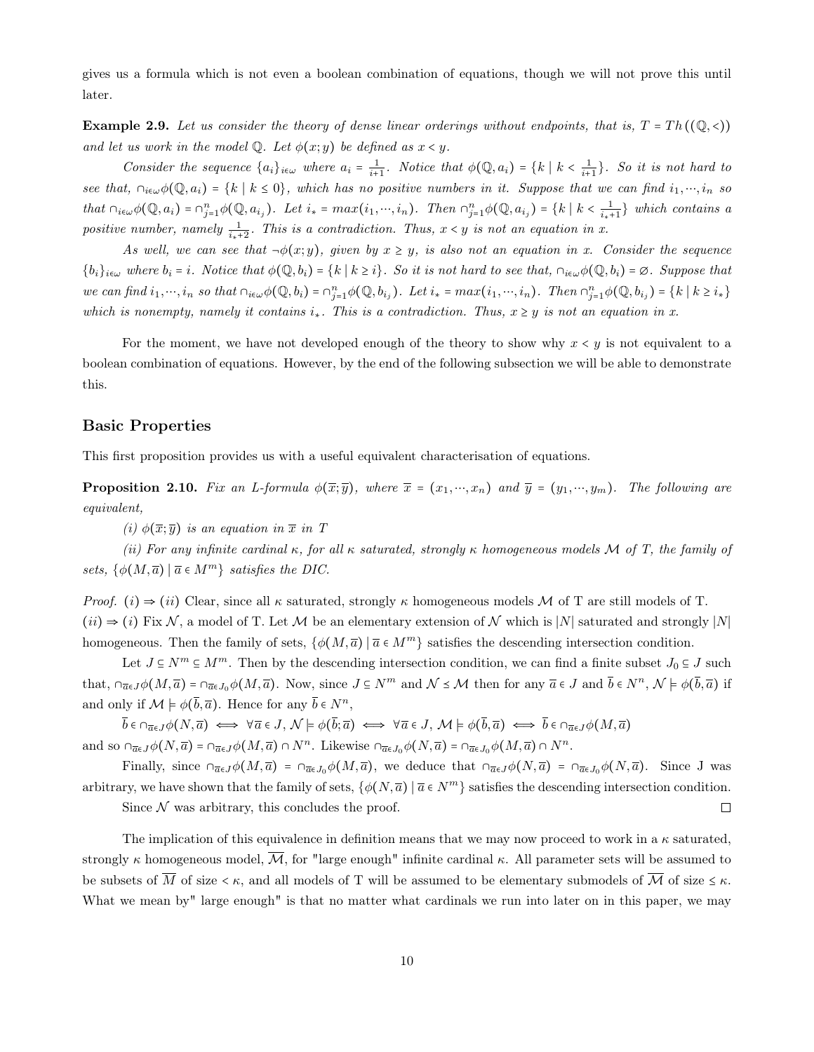gives us a formula which is not even a boolean combination of equations, though we will not prove this until later.

**Example 2.9.** *Let us consider the theory of dense linear orderings without endpoints, that is, $T = Th((\mathbb{Q}, <))$ and let us work in the model $\mathbb{Q}$. Let $\phi(x; y)$ be defined as $x < y$.*

*Consider the sequence $\{a_i\}_{i\in\omega}$ where $a_i = \frac{1}{i+1}$. Notice that $\phi(\mathbb{Q}, a_i) = \{k \mid k < \frac{1}{i+1}\}$. So it is not hard to see that, $\cap_{i\in\omega}\phi(\mathbb{Q}, a_i) = \{k \mid k \le 0\}$, which has no positive numbers in it. Suppose that we can find $i_1, \cdots, i_n$ so that $\cap_{i\in\omega}\phi(\mathbb{Q}, a_i) = \cap_{j=1}^n \phi(\mathbb{Q}, a_{i_j})$. Let $i_* = max(i_1, \cdots, i_n)$. Then $\cap_{j=1}^n \phi(\mathbb{Q}, a_{i_j}) = \{k \mid k < \frac{1}{i_*+1}\}$ which contains a positive number, namely $\frac{1}{i_*+2}$. This is a contradiction. Thus, $x < y$ is not an equation in $x$.*

*As well, we can see that $\neg\phi(x; y)$, given by $x \ge y$, is also not an equation in $x$. Consider the sequence $\{b_i\}_{i\in\omega}$ where $b_i = i$. Notice that $\phi(\mathbb{Q}, b_i) = \{k \mid k \ge i\}$. So it is not hard to see that, $\cap_{i\in\omega}\phi(\mathbb{Q}, b_i) = \varnothing$. Suppose that we can find $i_1, \cdots, i_n$ so that $\cap_{i\in\omega}\phi(\mathbb{Q}, b_i) = \cap_{j=1}^n \phi(\mathbb{Q}, b_{i_j})$. Let $i_* = max(i_1, \cdots, i_n)$. Then $\cap_{j=1}^n \phi(\mathbb{Q}, b_{i_j}) = \{k \mid k \ge i_*\}$ which is nonempty, namely it contains $i_*$. This is a contradiction. Thus, $x \ge y$ is not an equation in $x$.*

For the moment, we have not developed enough of the theory to show why $x < y$ is not equivalent to a boolean combination of equations. However, by the end of the following subsection we will be able to demonstrate this.

## Basic Properties

This first proposition provides us with a useful equivalent characterisation of equations.

**Proposition 2.10.** *Fix an L-formula $\phi(\overline{x}; \overline{y})$, where $\overline{x} = (x_1, \cdots, x_n)$ and $\overline{y} = (y_1, \cdots, y_m)$. The following are equivalent,*

*(i) $\phi(\overline{x}; \overline{y})$ is an equation in $\overline{x}$ in T*

*(ii) For any infinite cardinal $\kappa$, for all $\kappa$ saturated, strongly $\kappa$ homogeneous models $\mathcal{M}$ of T, the family of sets, $\{\phi(M, \overline{a}) \mid \overline{a} \in M^m\}$ satisfies the DIC.*

*Proof.* $(i) \Rightarrow (ii)$ Clear, since all $\kappa$ saturated, strongly $\kappa$ homogeneous models $\mathcal{M}$ of T are still models of T.
$(ii) \Rightarrow (i)$ Fix $\mathcal{N}$, a model of T. Let $\mathcal{M}$ be an elementary extension of $\mathcal{N}$ which is $|N|$ saturated and strongly $|N|$ homogeneous. Then the family of sets, $\{\phi(M, \overline{a}) \mid \overline{a} \in M^m\}$ satisfies the descending intersection condition.

Let $J \subseteq N^m \subseteq M^m$. Then by the descending intersection condition, we can find a finite subset $J_0 \subseteq J$ such that, $\cap_{\overline{a}\in J}\phi(M, \overline{a}) = \cap_{\overline{a}\in J_0}\phi(M, \overline{a})$. Now, since $J \subseteq N^m$ and $\mathcal{N} \preceq \mathcal{M}$ then for any $\overline{a} \in J$ and $\overline{b} \in N^n$, $\mathcal{N} \models \phi(\overline{b}, \overline{a})$ if and only if $\mathcal{M} \models \phi(\overline{b}, \overline{a})$. Hence for any $\overline{b} \in N^n$,

$\overline{b} \in \cap_{\overline{a}\in J}\phi(N, \overline{a}) \iff \forall \overline{a} \in J, \mathcal{N} \models \phi(\overline{b}; \overline{a}) \iff \forall \overline{a} \in J, \mathcal{M} \models \phi(\overline{b}, \overline{a}) \iff \overline{b} \in \cap_{\overline{a}\in J}\phi(M, \overline{a})$

and so $\cap_{\overline{a}\in J}\phi(N, \overline{a}) = \cap_{\overline{a}\in J}\phi(M, \overline{a}) \cap N^n$. Likewise $\cap_{\overline{a}\in J_0}\phi(N, \overline{a}) = \cap_{\overline{a}\in J_0}\phi(M, \overline{a}) \cap N^n$.

Finally, since $\cap_{\overline{a}\in J}\phi(M, \overline{a}) = \cap_{\overline{a}\in J_0}\phi(M, \overline{a})$, we deduce that $\cap_{\overline{a}\in J}\phi(N, \overline{a}) = \cap_{\overline{a}\in J_0}\phi(N, \overline{a})$. Since J was arbitrary, we have shown that the family of sets, $\{\phi(N, \overline{a}) \mid \overline{a} \in N^m\}$ satisfies the descending intersection condition.

Since $\mathcal{N}$ was arbitrary, this concludes the proof. ∎

The implication of this equivalence in definition means that we may now proceed to work in a $\kappa$ saturated, strongly $\kappa$ homogeneous model, $\overline{\mathcal{M}}$, for "large enough" infinite cardinal $\kappa$. All parameter sets will be assumed to be subsets of $\overline{M}$ of size $< \kappa$, and all models of T will be assumed to be elementary submodels of $\overline{\mathcal{M}}$ of size $\le \kappa$. What we mean by" large enough" is that no matter what cardinals we run into later on in this paper, we may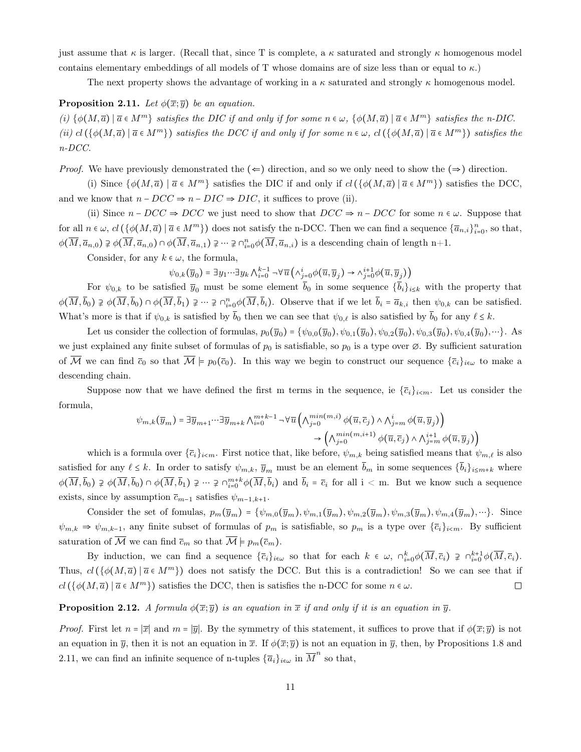just assume that $\kappa$ is larger. (Recall that, since T is complete, a $\kappa$ saturated and strongly $\kappa$ homogenous model contains elementary embeddings of all models of T whose domains are of size less than or equal to $\kappa$.)

The next property shows the advantage of working in a $\kappa$ saturated and strongly $\kappa$ homogenous model.

**Proposition 2.11.** *Let $\phi(\overline{x};\overline{y})$ be an equation.*
*(i) $\{\phi(M,\overline{a}) \mid \overline{a} \in M^m\}$ satisfies the DIC if and only if for some $n \in \omega$, $\{\phi(M,\overline{a}) \mid \overline{a} \in M^m\}$ satisfies the n-DIC.*
*(ii) $cl\left(\{\phi(M,\overline{a}) \mid \overline{a} \in M^m\}\right)$ satisfies the DCC if and only if for some $n \in \omega$, $cl\left(\{\phi(M,\overline{a}) \mid \overline{a} \in M^m\}\right)$ satisfies the n-DCC.*

*Proof.* We have previously demonstrated the ($\Leftarrow$) direction, and so we only need to show the ($\Rightarrow$) direction.

(i) Since $\{\phi(M,\overline{a}) \mid \overline{a} \in M^m\}$ satisfies the DIC if and only if $cl\left(\{\phi(M,\overline{a}) \mid \overline{a} \in M^m\}\right)$ satisfies the DCC, and we know that $n-DCC \Rightarrow n-DIC \Rightarrow DIC$, it suffices to prove (ii).

(ii) Since $n-DCC \Rightarrow DCC$ we just need to show that $DCC \Rightarrow n-DCC$ for some $n \in \omega$. Suppose that for all $n \in \omega$, $cl\left(\{\phi(M,\overline{a}) \mid \overline{a} \in M^m\}\right)$ does not satisfy the n-DCC. Then we can find a sequence $\{\overline{a}_{n,i}\}_{i=0}^{n}$, so that, $\phi(\overline{M},\overline{a}_{n,0}) \supsetneq \phi(\overline{M},\overline{a}_{n,0}) \cap \phi(\overline{M},\overline{a}_{n,1}) \supsetneq \cdots \supsetneq \cap_{i=0}^{n}\phi(\overline{M},\overline{a}_{n,i})$ is a descending chain of length n+1.

Consider, for any $k \in \omega$, the formula,

$$\psi_{0,k}(\overline{y}_0) = \exists y_1 \cdots \exists y_k \bigwedge_{i=0}^{k-1} \neg\forall\overline{u}\left(\wedge_{j=0}^{i}\phi(\overline{u},\overline{y}_j) \to \wedge_{j=0}^{i+1}\phi(\overline{u},\overline{y}_j)\right)$$

For $\psi_{0,k}$ to be satisfied $\overline{y}_0$ must be some element $\overline{b}_0$ in some sequence $\{\overline{b}_i\}_{i\leq k}$ with the property that $\phi(\overline{M},\overline{b}_0) \supsetneq \phi(\overline{M},\overline{b}_0) \cap \phi(\overline{M},\overline{b}_1) \supsetneq \cdots \supsetneq \cap_{i=0}^{n}\phi(\overline{M},\overline{b}_i)$. Observe that if we let $\overline{b}_i = \overline{a}_{k,i}$ then $\psi_{0,k}$ can be satisfied. What's more is that if $\psi_{0,k}$ is satisfied by $\overline{b}_0$ then we can see that $\psi_{0,\ell}$ is also satisfied by $\overline{b}_0$ for any $\ell \leq k$.

Let us consider the collection of formulas, $p_0(\overline{y}_0) = \{\psi_{0,0}(\overline{y}_0), \psi_{0,1}(\overline{y}_0), \psi_{0,2}(\overline{y}_0), \psi_{0,3}(\overline{y}_0), \psi_{0,4}(\overline{y}_0), \cdots\}$. As we just explained any finite subset of formulas of $p_0$ is satisfiable, so $p_0$ is a type over $\varnothing$. By sufficient saturation of $\overline{\mathcal{M}}$ we can find $\overline{c}_0$ so that $\overline{\mathcal{M}} \models p_0(\overline{c}_0)$. In this way we begin to construct our sequence $\{\overline{c}_i\}_{i\in\omega}$ to make a descending chain.

Suppose now that we have defined the first m terms in the sequence, ie $\{\overline{c}_i\}_{i<m}$. Let us consider the formula,

$$\psi_{m,k}(\overline{y}_m) = \exists\overline{y}_{m+1} \cdots \exists\overline{y}_{m+k} \bigwedge_{i=0}^{m+k-1} \neg\forall\overline{u}\left(\bigwedge_{j=0}^{min(m,i)} \phi(\overline{u},\overline{c}_j) \wedge \bigwedge_{j=m}^{i} \phi(\overline{u},\overline{y}_j)\right)$$
$$\to \left(\bigwedge_{j=0}^{min(m,i+1)} \phi(\overline{u},\overline{c}_j) \wedge \bigwedge_{j=m}^{i+1} \phi(\overline{u},\overline{y}_j)\right)$$

which is a formula over $\{\overline{c}_i\}_{i<m}$. First notice that, like before, $\psi_{m,k}$ being satisfied means that $\psi_{m,\ell}$ is also satisfied for any $\ell \leq k$. In order to satisfy $\psi_{m,k}$, $\overline{y}_m$ must be an element $\overline{b}_m$ in some sequences $\{\overline{b}_i\}_{i\leq m+k}$ where $\phi(\overline{M},\overline{b}_0) \supsetneq \phi(\overline{M},\overline{b}_0) \cap \phi(\overline{M},\overline{b}_1) \supsetneq \cdots \supsetneq \cap_{i=0}^{m+k}\phi(\overline{M},\overline{b}_i)$ and $\overline{b}_i = \overline{c}_i$ for all i $<$ m. But we know such a sequence exists, since by assumption $\overline{c}_{m-1}$ satisfies $\psi_{m-1,k+1}$.

Consider the set of fomulas, $p_m(\overline{y}_m) = \{\psi_{m,0}(\overline{y}_m), \psi_{m,1}(\overline{y}_m), \psi_{m,2}(\overline{y}_m), \psi_{m,3}(\overline{y}_m), \psi_{m,4}(\overline{y}_m), \cdots\}$. Since $\psi_{m,k} \Rightarrow \psi_{m,k-1}$, any finite subset of formulas of $p_m$ is satisfiable, so $p_m$ is a type over $\{\overline{c}_i\}_{i<m}$. By sufficient saturation of $\overline{\mathcal{M}}$ we can find $\overline{c}_m$ so that $\overline{\mathcal{M}} \models p_m(\overline{c}_m)$.

By induction, we can find a sequence $\{\overline{c}_i\}_{i\in\omega}$ so that for each $k \in \omega$, $\cap_{i=0}^{k}\phi(\overline{M},\overline{c}_i) \supsetneq \cap_{i=0}^{k+1}\phi(\overline{M},\overline{c}_i)$. Thus, $cl\left(\{\phi(M,\overline{a}) \mid \overline{a} \in M^m\}\right)$ does not satisfy the DCC. But this is a contradiction! So we can see that if $cl\left(\{\phi(M,\overline{a}) \mid \overline{a} \in M^m\}\right)$ satisfies the DCC, then is satisfies the n-DCC for some $n \in \omega$. $\square$

**Proposition 2.12.** *A formula $\phi(\overline{x};\overline{y})$ is an equation in $\overline{x}$ if and only if it is an equation in $\overline{y}$.*

*Proof.* First let $n = |\overline{x}|$ and $m = |\overline{y}|$. By the symmetry of this statement, it suffices to prove that if $\phi(\overline{x};\overline{y})$ is not an equation in $\overline{y}$, then it is not an equation in $\overline{x}$. If $\phi(\overline{x};\overline{y})$ is not an equation in $\overline{y}$, then, by Propositions 1.8 and 2.11, we can find an infinite sequence of n-tuples $\{\overline{a}_i\}_{i\in\omega}$ in $\overline{M}^n$ so that,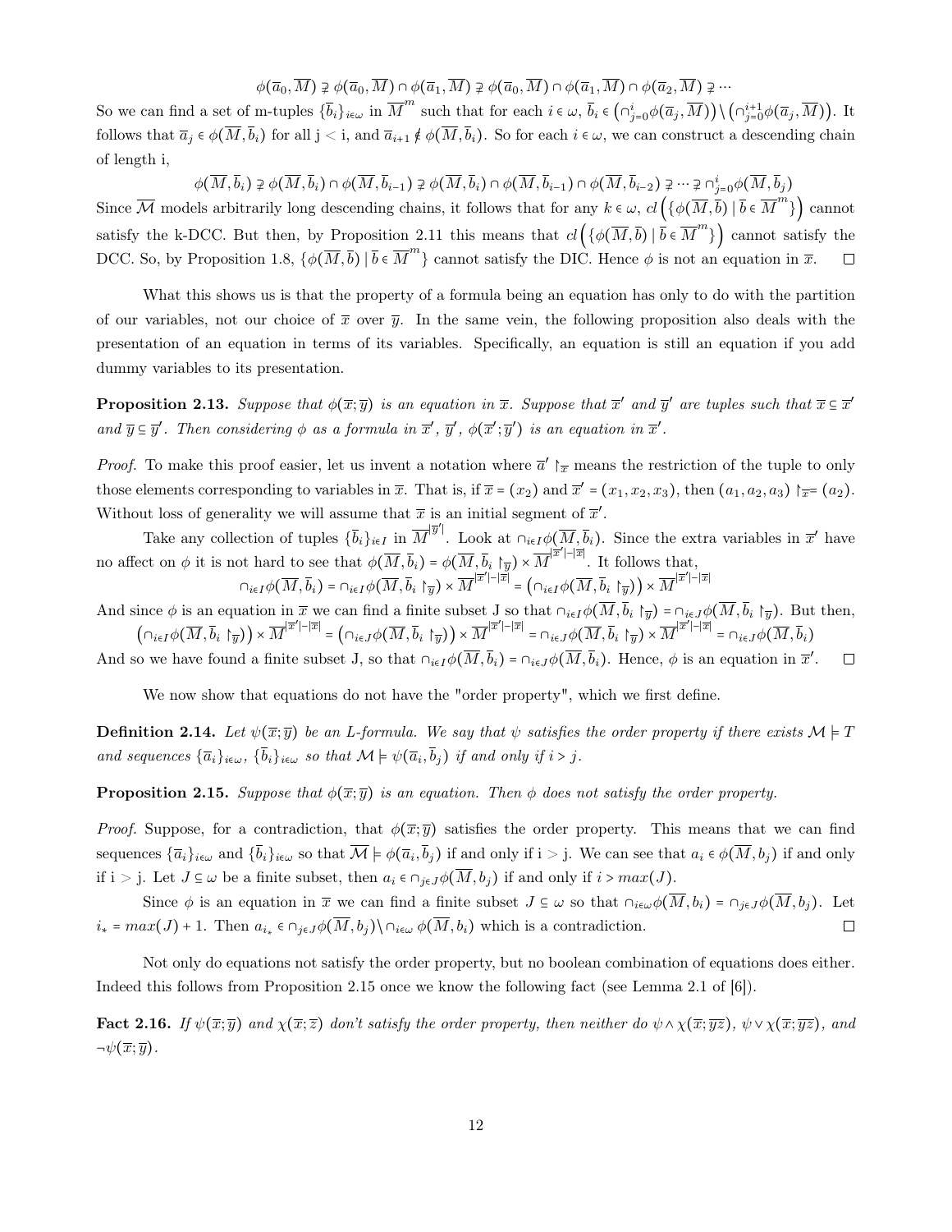$$\phi(\overline{a}_0, \overline{M}) \supsetneq \phi(\overline{a}_0, \overline{M}) \cap \phi(\overline{a}_1, \overline{M}) \supsetneq \phi(\overline{a}_0, \overline{M}) \cap \phi(\overline{a}_1, \overline{M}) \cap \phi(\overline{a}_2, \overline{M}) \supsetneq \cdots$$

So we can find a set of m-tuples $\{\overline{b}_i\}_{i\in\omega}$ in $\overline{M}^m$ such that for each $i \in \omega$, $\overline{b}_i \in \left(\cap_{j=0}^{i}\phi(\overline{a}_j, \overline{M})\right) \setminus \left(\cap_{j=0}^{i+1}\phi(\overline{a}_j, \overline{M})\right)$. It follows that $\overline{a}_j \in \phi(\overline{M}, \overline{b}_i)$ for all j < i, and $\overline{a}_{i+1} \notin \phi(\overline{M}, \overline{b}_i)$. So for each $i \in \omega$, we can construct a descending chain of length i,

$$\phi(\overline{M}, \overline{b}_i) \supsetneq \phi(\overline{M}, \overline{b}_i) \cap \phi(\overline{M}, \overline{b}_{i-1}) \supsetneq \phi(\overline{M}, \overline{b}_i) \cap \phi(\overline{M}, \overline{b}_{i-1}) \cap \phi(\overline{M}, \overline{b}_{i-2}) \supsetneq \cdots \supsetneq \cap_{j=0}^{i}\phi(\overline{M}, \overline{b}_j)$$

Since $\overline{\mathcal{M}}$ models arbitrarily long descending chains, it follows that for any $k \in \omega$, $cl\left(\{\phi(\overline{M}, \overline{b}) \mid \overline{b} \in \overline{M}^m\}\right)$ cannot satisfy the k-DCC. But then, by Proposition 2.11 this means that $cl\left(\{\phi(\overline{M}, \overline{b}) \mid \overline{b} \in \overline{M}^m\}\right)$ cannot satisfy the DCC. So, by Proposition 1.8, $\{\phi(\overline{M}, \overline{b}) \mid \overline{b} \in \overline{M}^m\}$ cannot satisfy the DIC. Hence $\phi$ is not an equation in $\overline{x}$. ☐

What this shows us is that the property of a formula being an equation has only to do with the partition of our variables, not our choice of $\overline{x}$ over $\overline{y}$. In the same vein, the following proposition also deals with the presentation of an equation in terms of its variables. Specifically, an equation is still an equation if you add dummy variables to its presentation.

**Proposition 2.13.** *Suppose that $\phi(\overline{x}; \overline{y})$ is an equation in $\overline{x}$. Suppose that $\overline{x}'$ and $\overline{y}'$ are tuples such that $\overline{x} \subseteq \overline{x}'$ and $\overline{y} \subseteq \overline{y}'$. Then considering $\phi$ as a formula in $\overline{x}'$, $\overline{y}'$, $\phi(\overline{x}'; \overline{y}')$ is an equation in $\overline{x}'$.*

*Proof.* To make this proof easier, let us invent a notation where $\overline{a}' \restriction_{\overline{x}}$ means the restriction of the tuple to only those elements corresponding to variables in $\overline{x}$. That is, if $\overline{x} = (x_2)$ and $\overline{x}' = (x_1, x_2, x_3)$, then $(a_1, a_2, a_3) \restriction_{\overline{x}} = (a_2)$. Without loss of generality we will assume that $\overline{x}$ is an initial segment of $\overline{x}'$.

Take any collection of tuples $\{\overline{b}_i\}_{i\in I}$ in $\overline{M}^{|\overline{y}'|}$. Look at $\cap_{i\in I}\phi(\overline{M}, \overline{b}_i)$. Since the extra variables in $\overline{x}'$ have no affect on $\phi$ it is not hard to see that $\phi(\overline{M}, \overline{b}_i) = \phi(\overline{M}, \overline{b}_i \restriction_{\overline{y}}) \times \overline{M}^{|\overline{x}'|-|\overline{x}|}$. It follows that,

$$\cap_{i\in I}\phi(\overline{M}, \overline{b}_i) = \cap_{i\in I}\phi(\overline{M}, \overline{b}_i \restriction_{\overline{y}}) \times \overline{M}^{|\overline{x}'|-|\overline{x}|} = \left(\cap_{i\in I}\phi(\overline{M}, \overline{b}_i \restriction_{\overline{y}})\right) \times \overline{M}^{|\overline{x}'|-|\overline{x}|}$$

And since $\phi$ is an equation in $\overline{x}$ we can find a finite subset J so that $\cap_{i\in I}\phi(\overline{M}, \overline{b}_i \restriction_{\overline{y}}) = \cap_{i\in J}\phi(\overline{M}, \overline{b}_i \restriction_{\overline{y}})$. But then,

$$\left(\cap_{i\in I}\phi(\overline{M}, \overline{b}_i \restriction_{\overline{y}})\right) \times \overline{M}^{|\overline{x}'|-|\overline{x}|} = \left(\cap_{i\in J}\phi(\overline{M}, \overline{b}_i \restriction_{\overline{y}})\right) \times \overline{M}^{|\overline{x}'|-|\overline{x}|} = \cap_{i\in J}\phi(\overline{M}, \overline{b}_i \restriction_{\overline{y}}) \times \overline{M}^{|\overline{x}'|-|\overline{x}|} = \cap_{i\in J}\phi(\overline{M}, \overline{b}_i)$$

And so we have found a finite subset J, so that $\cap_{i\in I}\phi(\overline{M}, \overline{b}_i) = \cap_{i\in J}\phi(\overline{M}, \overline{b}_i)$. Hence, $\phi$ is an equation in $\overline{x}'$. ☐

We now show that equations do not have the "order property", which we first define.

**Definition 2.14.** *Let $\psi(\overline{x}; \overline{y})$ be an L-formula. We say that $\psi$ satisfies the order property if there exists $\mathcal{M} \models T$ and sequences $\{\overline{a}_i\}_{i\in\omega}$, $\{\overline{b}_i\}_{i\in\omega}$ so that $\mathcal{M} \models \psi(\overline{a}_i, \overline{b}_j)$ if and only if $i > j$.*

**Proposition 2.15.** *Suppose that $\phi(\overline{x}; \overline{y})$ is an equation. Then $\phi$ does not satisfy the order property.*

*Proof.* Suppose, for a contradiction, that $\phi(\overline{x}; \overline{y})$ satisfies the order property. This means that we can find sequences $\{\overline{a}_i\}_{i\in\omega}$ and $\{\overline{b}_i\}_{i\in\omega}$ so that $\overline{\mathcal{M}} \models \phi(\overline{a}_i, \overline{b}_j)$ if and only if i > j. We can see that $a_i \in \phi(\overline{M}, b_j)$ if and only if i > j. Let $J \subseteq \omega$ be a finite subset, then $a_i \in \cap_{j\in J}\phi(\overline{M}, b_j)$ if and only if $i > max(J)$.

Since $\phi$ is an equation in $\overline{x}$ we can find a finite subset $J \subseteq \omega$ so that $\cap_{i\in\omega}\phi(\overline{M}, b_i) = \cap_{j\in J}\phi(\overline{M}, b_j)$. Let $i_* = max(J) + 1$. Then $a_{i_*} \in \cap_{j\in J}\phi(\overline{M}, b_j) \setminus \cap_{i\in\omega}\phi(\overline{M}, b_i)$ which is a contradiction. ☐

Not only do equations not satisfy the order property, but no boolean combination of equations does either. Indeed this follows from Proposition 2.15 once we know the following fact (see Lemma 2.1 of [6]).

**Fact 2.16.** *If $\psi(\overline{x}; \overline{y})$ and $\chi(\overline{x}; \overline{z})$ don't satisfy the order property, then neither do $\psi \wedge \chi(\overline{x}; \overline{yz})$, $\psi \vee \chi(\overline{x}; \overline{yz})$, and $\neg\psi(\overline{x}; \overline{y})$.*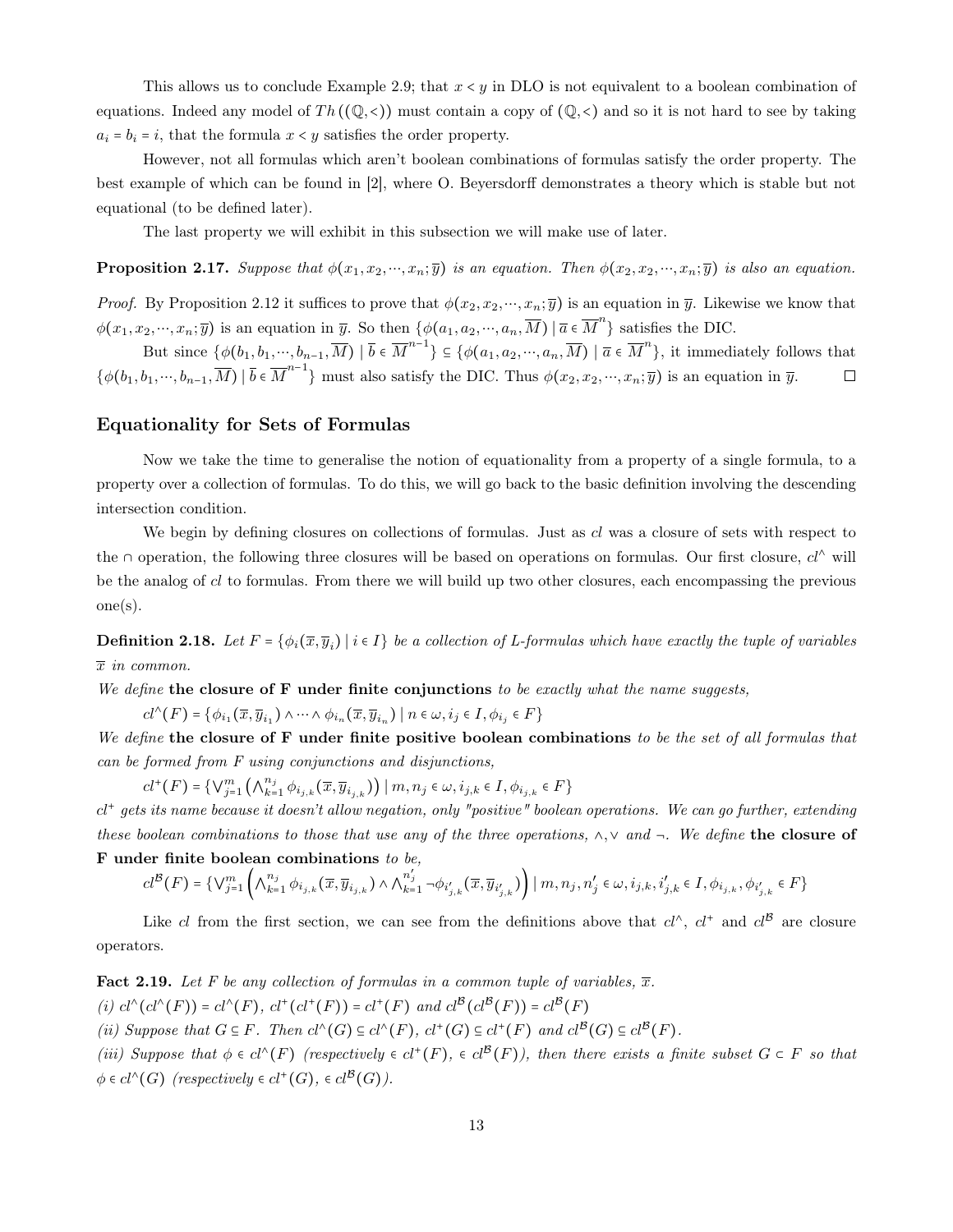This allows us to conclude Example 2.9; that $x < y$ in DLO is not equivalent to a boolean combination of equations. Indeed any model of $Th((\mathbb{Q},<))$ must contain a copy of $(\mathbb{Q},<)$ and so it is not hard to see by taking $a_i = b_i = i$, that the formula $x < y$ satisfies the order property.

However, not all formulas which aren't boolean combinations of formulas satisfy the order property. The best example of which can be found in [2], where O. Beyersdorff demonstrates a theory which is stable but not equational (to be defined later).

The last property we will exhibit in this subsection we will make use of later.

**Proposition 2.17.** *Suppose that $\phi(x_1, x_2, \cdots, x_n; \overline{y})$ is an equation. Then $\phi(x_2, x_2, \cdots, x_n; \overline{y})$ is also an equation.*

*Proof.* By Proposition 2.12 it suffices to prove that $\phi(x_2, x_2, \cdots, x_n; \overline{y})$ is an equation in $\overline{y}$. Likewise we know that $\phi(x_1, x_2, \cdots, x_n; \overline{y})$ is an equation in $\overline{y}$. So then $\{\phi(a_1, a_2, \cdots, a_n, \overline{M}) \mid \overline{a} \in \overline{M}^n\}$ satisfies the DIC.

But since $\{\phi(b_1, b_1, \cdots, b_{n-1}, \overline{M}) \mid \overline{b} \in \overline{M}^{n-1}\} \subseteq \{\phi(a_1, a_2, \cdots, a_n, \overline{M}) \mid \overline{a} \in \overline{M}^n\}$, it immediately follows that $\{\phi(b_1, b_1, \cdots, b_{n-1}, \overline{M}) \mid \overline{b} \in \overline{M}^{n-1}\}$ must also satisfy the DIC. Thus $\phi(x_2, x_2, \cdots, x_n; \overline{y})$ is an equation in $\overline{y}$. ∎

## Equationality for Sets of Formulas

Now we take the time to generalise the notion of equationality from a property of a single formula, to a property over a collection of formulas. To do this, we will go back to the basic definition involving the descending intersection condition.

We begin by defining closures on collections of formulas. Just as *cl* was a closure of sets with respect to the $\cap$ operation, the following three closures will be based on operations on formulas. Our first closure, $cl^{\wedge}$ will be the analog of *cl* to formulas. From there we will build up two other closures, each encompassing the previous one(s).

**Definition 2.18.** *Let $F = \{\phi_i(\overline{x}, \overline{y}_i) \mid i \in I\}$ be a collection of L-formulas which have exactly the tuple of variables $\overline{x}$ in common.*

*We define* **the closure of F under finite conjunctions** *to be exactly what the name suggests,*

$cl^{\wedge}(F) = \{\phi_{i_1}(\overline{x}, \overline{y}_{i_1}) \wedge \cdots \wedge \phi_{i_n}(\overline{x}, \overline{y}_{i_n}) \mid n \in \omega, i_j \in I, \phi_{i_j} \in F\}$

*We define* **the closure of F under finite positive boolean combinations** *to be the set of all formulas that can be formed from F using conjunctions and disjunctions,*

$cl^{+}(F) = \{\bigvee_{j=1}^{m}\left(\bigwedge_{k=1}^{n_j} \phi_{i_{j,k}}(\overline{x}, \overline{y}_{i_{j,k}})\right) \mid m, n_j \in \omega, i_{j,k} \in I, \phi_{i_{j,k}} \in F\}$

*$cl^{+}$ gets its name because it doesn't allow negation, only "positive" boolean operations. We can go further, extending these boolean combinations to those that use any of the three operations, $\wedge, \vee$ and $\neg$. We define* **the closure of F under finite boolean combinations** *to be,*

$cl^{\mathcal{B}}(F) = \{\bigvee_{j=1}^{m}\left(\bigwedge_{k=1}^{n_j} \phi_{i_{j,k}}(\overline{x}, \overline{y}_{i_{j,k}}) \wedge \bigwedge_{k=1}^{n'_j} \neg\phi_{i'_{j,k}}(\overline{x}, \overline{y}_{i'_{j,k}})\right) \mid m, n_j, n'_j \in \omega, i_{j,k}, i'_{j,k} \in I, \phi_{i_{j,k}}, \phi_{i'_{j,k}} \in F\}$

Like *cl* from the first section, we can see from the definitions above that $cl^{\wedge}$, $cl^{+}$ and $cl^{\mathcal{B}}$ are closure operators.

**Fact 2.19.** *Let F be any collection of formulas in a common tuple of variables, $\overline{x}$.*

*(i) $cl^{\wedge}(cl^{\wedge}(F)) = cl^{\wedge}(F)$, $cl^{+}(cl^{+}(F)) = cl^{+}(F)$ and $cl^{\mathcal{B}}(cl^{\mathcal{B}}(F)) = cl^{\mathcal{B}}(F)$*

*(ii) Suppose that $G \subseteq F$. Then $cl^{\wedge}(G) \subseteq cl^{\wedge}(F)$, $cl^{+}(G) \subseteq cl^{+}(F)$ and $cl^{\mathcal{B}}(G) \subseteq cl^{\mathcal{B}}(F)$.*

*(iii) Suppose that $\phi \in cl^{\wedge}(F)$ (respectively $\in cl^{+}(F)$, $\in cl^{\mathcal{B}}(F)$), then there exists a finite subset $G \subset F$ so that $\phi \in cl^{\wedge}(G)$ (respectively $\in cl^{+}(G)$, $\in cl^{\mathcal{B}}(G)$).*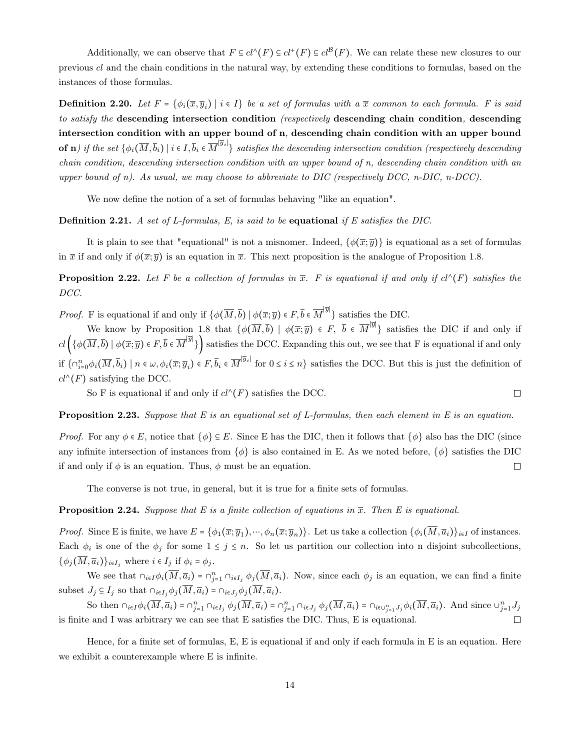Additionally, we can observe that $F \subseteq cl^{\wedge}(F) \subseteq cl^{+}(F) \subseteq cl^{\mathcal{B}}(F)$. We can relate these new closures to our previous $cl$ and the chain conditions in the natural way, by extending these conditions to formulas, based on the instances of those formulas.

**Definition 2.20.** *Let $F = \{\phi_i(\overline{x}, \overline{y}_i) \mid i \in I\}$ be a set of formulas with a $\overline{x}$ common to each formula. F is said to satisfy the* **descending intersection condition** *(respectively* **descending chain condition**, **descending intersection condition with an upper bound of n**, **descending chain condition with an upper bound of n**) *if the set $\{\phi_i(\overline{M}, \overline{b}_i) \mid i \in I, \overline{b}_i \in \overline{M}^{|\overline{y}_i|}\}$ satisfies the descending intersection condition (respectively descending chain condition, descending intersection condition with an upper bound of n, descending chain condition with an upper bound of n). As usual, we may choose to abbreviate to DIC (respectively DCC, n-DIC, n-DCC).*

We now define the notion of a set of formulas behaving "like an equation".

**Definition 2.21.** *A set of L-formulas, E, is said to be* **equational** *if E satisfies the DIC.*

It is plain to see that "equational" is not a misnomer. Indeed, $\{\phi(\overline{x}; \overline{y})\}$ is equational as a set of formulas in $\overline{x}$ if and only if $\phi(\overline{x}; \overline{y})$ is an equation in $\overline{x}$. This next proposition is the analogue of Proposition 1.8.

**Proposition 2.22.** *Let F be a collection of formulas in $\overline{x}$. F is equational if and only if $cl^{\wedge}(F)$ satisfies the DCC.*

*Proof.* F is equational if and only if $\{\phi(\overline{M}, \overline{b}) \mid \phi(\overline{x}; \overline{y}) \in F, \overline{b} \in \overline{M}^{|\overline{y}|}\}$ satisfies the DIC.

We know by Proposition 1.8 that $\{\phi(\overline{M}, \overline{b}) \mid \phi(\overline{x}; \overline{y}) \in F, \; \overline{b} \in \overline{M}^{|\overline{y}|}\}$ satisfies the DIC if and only if $cl\left(\{\phi(\overline{M}, \overline{b}) \mid \phi(\overline{x}; \overline{y}) \in F, \overline{b} \in \overline{M}^{|\overline{y}|}\}\right)$ satisfies the DCC. Expanding this out, we see that F is equational if and only if $\{\cap_{i=0}^{n} \phi_i(\overline{M}, \overline{b}_i) \mid n \in \omega, \phi_i(\overline{x}; \overline{y}_i) \in F, \overline{b}_i \in \overline{M}^{|\overline{y}_i|}$ for $0 \leq i \leq n\}$ satisfies the DCC. But this is just the definition of $cl^{\wedge}(F)$ satisfying the DCC.

So F is equational if and only if $cl^{\wedge}(F)$ satisfies the DCC. ◻

**Proposition 2.23.** *Suppose that E is an equational set of L-formulas, then each element in E is an equation.*

*Proof.* For any $\phi \in E$, notice that $\{\phi\} \subseteq E$. Since E has the DIC, then it follows that $\{\phi\}$ also has the DIC (since any infinite intersection of instances from $\{\phi\}$ is also contained in E. As we noted before, $\{\phi\}$ satisfies the DIC if and only if $\phi$ is an equation. Thus, $\phi$ must be an equation. ◻

The converse is not true, in general, but it is true for a finite sets of formulas.

**Proposition 2.24.** *Suppose that E is a finite collection of equations in $\overline{x}$. Then E is equational.*

*Proof.* Since E is finite, we have $E = \{\phi_1(\overline{x}; \overline{y}_1), \cdots, \phi_n(\overline{x}; \overline{y}_n)\}$. Let us take a collection $\{\phi_i(\overline{M}, \overline{a}_i)\}_{i \in I}$ of instances. Each $\phi_i$ is one of the $\phi_j$ for some $1 \leq j \leq n$. So let us partition our collection into n disjoint subcollections, $\{\phi_j(\overline{M}, \overline{a}_i)\}_{i \in I_j}$ where $i \in I_j$ if $\phi_i = \phi_j$.

We see that $\cap_{i \in I} \phi_i(\overline{M}, \overline{a}_i) = \cap_{j=1}^{n} \cap_{i \in I_j} \phi_j(\overline{M}, \overline{a}_i)$. Now, since each $\phi_j$ is an equation, we can find a finite subset $J_j \subseteq I_j$ so that $\cap_{i \in I_j} \phi_j(\overline{M}, \overline{a}_i) = \cap_{i \in J_j} \phi_j(\overline{M}, \overline{a}_i)$.

So then $\cap_{i \in I} \phi_i(\overline{M}, \overline{a}_i) = \cap_{j=1}^{n} \cap_{i \in I_j} \phi_j(\overline{M}, \overline{a}_i) = \cap_{j=1}^{n} \cap_{i \in J_j} \phi_j(\overline{M}, \overline{a}_i) = \cap_{i \in \cup_{j=1}^{n} J_j} \phi_i(\overline{M}, \overline{a}_i)$. And since $\cup_{j=1}^{n} J_j$ is finite and I was arbitrary we can see that E satisfies the DIC. Thus, E is equational. ◻

Hence, for a finite set of formulas, E, E is equational if and only if each formula in E is an equation. Here we exhibit a counterexample where E is infinite.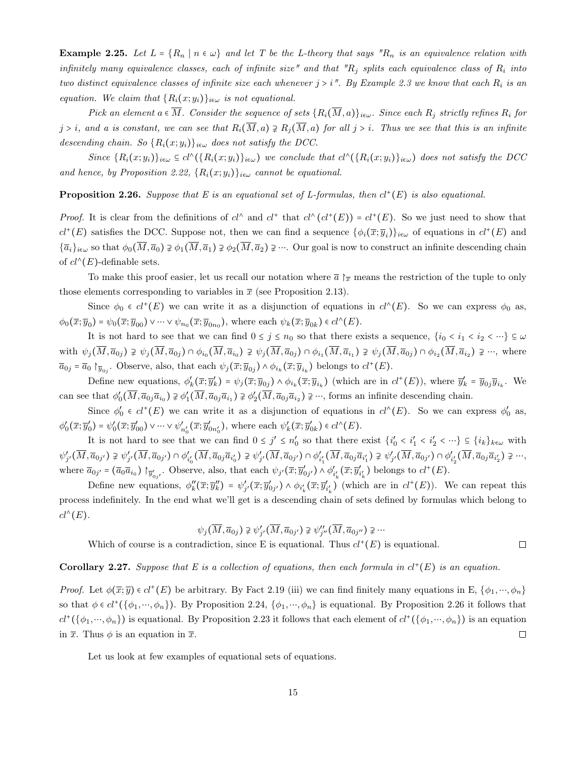**Example 2.25.** *Let $L = \{R_n \mid n \in \omega\}$ and let $T$ be the L-theory that says "$R_n$ is an equivalence relation with infinitely many equivalence classes, each of infinite size" and that "$R_j$ splits each equivalence class of $R_i$ into two distinct equivalence classes of infinite size each whenever $j > i$". By Example 2.3 we know that each $R_i$ is an equation. We claim that $\{R_i(x; y_i)\}_{i\in\omega}$ is not equational.*

*Pick an element $a \in \overline{M}$. Consider the sequence of sets $\{R_i(\overline{M}, a)\}_{i\in\omega}$. Since each $R_j$ strictly refines $R_i$ for $j > i$, and $a$ is constant, we can see that $R_i(\overline{M}, a) \supsetneq R_j(\overline{M}, a)$ for all $j > i$. Thus we see that this is an infinite descending chain. So $\{R_i(x; y_i)\}_{i\in\omega}$ does not satisfy the DCC.*

*Since $\{R_i(x; y_i)\}_{i\in\omega} \subseteq cl^\wedge(\{R_i(x; y_i)\}_{i\in\omega})$ we conclude that $cl^\wedge(\{R_i(x; y_i)\}_{i\in\omega})$ does not satisfy the DCC and hence, by Proposition 2.22, $\{R_i(x; y_i)\}_{i\in\omega}$ cannot be equational.*

**Proposition 2.26.** *Suppose that $E$ is an equational set of L-formulas, then $cl^+(E)$ is also equational.*

*Proof.* It is clear from the definitions of $cl^\wedge$ and $cl^+$ that $cl^\wedge(cl^+(E)) = cl^+(E)$. So we just need to show that $cl^+(E)$ satisfies the DCC. Suppose not, then we can find a sequence $\{\phi_i(\overline{x}; \overline{y}_i)\}_{i\in\omega}$ of equations in $cl^+(E)$ and $\{\overline{a}_i\}_{i\in\omega}$ so that $\phi_0(\overline{M}, \overline{a}_0) \supsetneq \phi_1(\overline{M}, \overline{a}_1) \supsetneq \phi_2(\overline{M}, \overline{a}_2) \supsetneq \cdots$. Our goal is now to construct an infinite descending chain of $cl^\wedge(E)$-definable sets.

To make this proof easier, let us recall our notation where $\overline{a}\restriction_{\overline{x}}$ means the restriction of the tuple to only those elements corresponding to variables in $\overline{x}$ (see Proposition 2.13).

Since $\phi_0 \in cl^+(E)$ we can write it as a disjunction of equations in $cl^\wedge(E)$. So we can express $\phi_0$ as, $\phi_0(\overline{x}; \overline{y}_0) = \psi_0(\overline{x}; \overline{y}_{00}) \vee \cdots \vee \psi_{n_0}(\overline{x}; \overline{y}_{0n_0})$, where each $\psi_k(\overline{x}; \overline{y}_{0k}) \in cl^\wedge(E)$.

It is not hard to see that we can find $0 \leq j \leq n_0$ so that there exists a sequence, $\{i_0 < i_1 < i_2 < \cdots\} \subseteq \omega$ with $\psi_j(\overline{M}, \overline{a}_{0j}) \supsetneq \psi_j(\overline{M}, \overline{a}_{0j}) \cap \phi_{i_0}(\overline{M}, \overline{a}_{i_0}) \supsetneq \psi_j(\overline{M}, \overline{a}_{0j}) \cap \phi_{i_1}(\overline{M}, \overline{a}_{i_1}) \supsetneq \psi_j(\overline{M}, \overline{a}_{0j}) \cap \phi_{i_2}(\overline{M}, \overline{a}_{i_2}) \supsetneq \cdots$, where $\overline{a}_{0j} = \overline{a}_0 \restriction_{\overline{y}_{0j}}$. Observe, also, that each $\psi_j(\overline{x}; \overline{y}_{0j}) \wedge \phi_{i_k}(\overline{x}; \overline{y}_{i_k})$ belongs to $cl^+(E)$.

Define new equations, $\phi'_k(\overline{x}; \overline{y}'_k) = \psi_j(\overline{x}; \overline{y}_{0j}) \wedge \phi_{i_k}(\overline{x}; \overline{y}_{i_k})$ (which are in $cl^+(E)$), where $\overline{y}'_k = \overline{y}_{0j}\overline{y}_{i_k}$. We can see that $\phi'_0(\overline{M}, \overline{a}_{0j}\overline{a}_{i_0}) \supsetneq \phi'_1(\overline{M}, \overline{a}_{0j}\overline{a}_{i_1}) \supsetneq \phi'_2(\overline{M}, \overline{a}_{0j}\overline{a}_{i_2}) \supsetneq \cdots$, forms an infinite descending chain.

Since $\phi'_0 \in cl^+(E)$ we can write it as a disjunction of equations in $cl^\wedge(E)$. So we can express $\phi'_0$ as, $\phi'_0(\overline{x}; \overline{y}'_0) = \psi'_0(\overline{x}; \overline{y}'_{00}) \vee \cdots \vee \psi'_{n'_0}(\overline{x}; \overline{y}'_{0n'_0})$, where each $\psi'_k(\overline{x}; \overline{y}'_{0k}) \in cl^\wedge(E)$.

It is not hard to see that we can find $0 \leq j' \leq n'_0$ so that there exist $\{i'_0 < i'_1 < i'_2 < \cdots\} \subseteq \{i_k\}_{k\in\omega}$ with $\psi'_{j'}(\overline{M}, \overline{a}_{0j'}) \supsetneq \psi'_{j'}(\overline{M}, \overline{a}_{0j'}) \cap \phi'_{i'_0}(\overline{M}, \overline{a}_{0j}\overline{a}_{i'_0}) \supsetneq \psi'_{j'}(\overline{M}, \overline{a}_{0j'}) \cap \phi'_{i'_1}(\overline{M}, \overline{a}_{0j}\overline{a}_{i'_1}) \supsetneq \psi'_{j'}(\overline{M}, \overline{a}_{0j'}) \cap \phi'_{i'_2}(\overline{M}, \overline{a}_{0j}\overline{a}_{i'_2}) \supsetneq \cdots$, where $\overline{a}_{0j'} = (\overline{a}_0\overline{a}_{i_0})\restriction_{\overline{y}'_{0j'}}$. Observe, also, that each $\psi_{j'}(\overline{x}; \overline{y}'_{0j'}) \wedge \phi'_{i'_k}(\overline{x}; \overline{y}'_{i'_k})$ belongs to $cl^+(E)$.

Define new equations, $\phi''_k(\overline{x}; \overline{y}''_k) = \psi'_{j'}(\overline{x}; \overline{y}'_{0j'}) \wedge \phi_{i'_k}(\overline{x}; \overline{y}'_{i'_k})$ (which are in $cl^+(E)$). We can repeat this process indefinitely. In the end what we'll get is a descending chain of sets defined by formulas which belong to $cl^\wedge(E)$.

$$\psi_j(\overline{M}, \overline{a}_{0j}) \supsetneq \psi'_{j'}(\overline{M}, \overline{a}_{0j'}) \supsetneq \psi''_{j''}(\overline{M}, \overline{a}_{0j''}) \supsetneq \cdots$$

Which of course is a contradiction, since E is equational. Thus $cl^+(E)$ is equational. $\square$

**Corollary 2.27.** *Suppose that $E$ is a collection of equations, then each formula in $cl^+(E)$ is an equation.*

*Proof.* Let $\phi(\overline{x}; \overline{y}) \in cl^+(E)$ be arbitrary. By Fact 2.19 (iii) we can find finitely many equations in E, $\{\phi_1, \cdots, \phi_n\}$ so that $\phi \in cl^+(\{\phi_1, \cdots, \phi_n\})$. By Proposition 2.24, $\{\phi_1, \cdots, \phi_n\}$ is equational. By Proposition 2.26 it follows that $cl^+(\{\phi_1, \cdots, \phi_n\})$ is equational. By Proposition 2.23 it follows that each element of $cl^+(\{\phi_1, \cdots, \phi_n\})$ is an equation in $\overline{x}$. Thus $\phi$ is an equation in $\overline{x}$. $\square$

Let us look at few examples of equational sets of equations.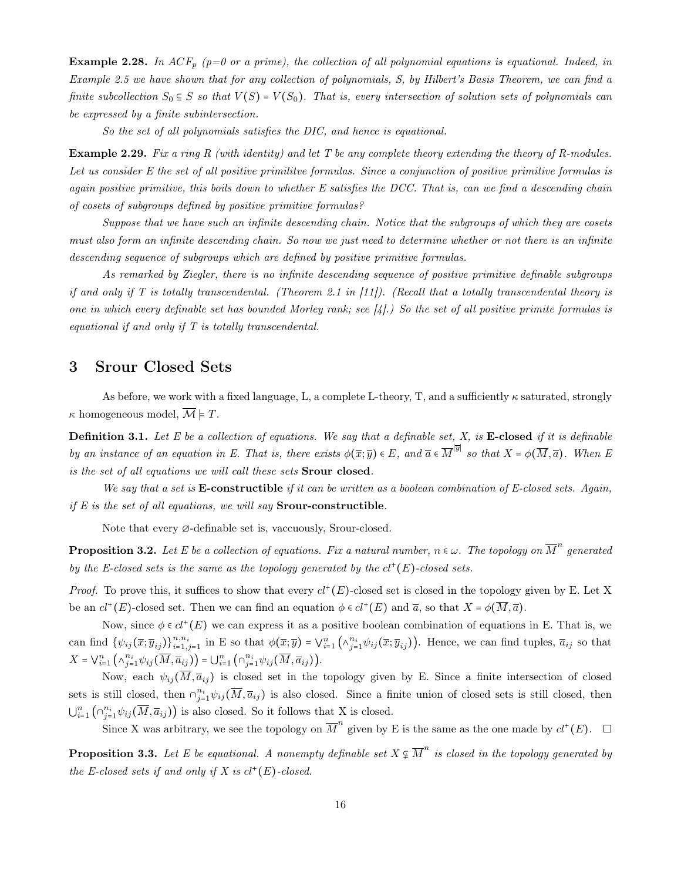**Example 2.28.** *In $ACF_p$ (p=0 or a prime), the collection of all polynomial equations is equational. Indeed, in Example 2.5 we have shown that for any collection of polynomials, S, by Hilbert's Basis Theorem, we can find a finite subcollection $S_0 \subseteq S$ so that $V(S) = V(S_0)$. That is, every intersection of solution sets of polynomials can be expressed by a finite subintersection.*

*So the set of all polynomials satisfies the DIC, and hence is equational.*

**Example 2.29.** *Fix a ring R (with identity) and let T be any complete theory extending the theory of R-modules. Let us consider E the set of all positive primilitve formulas. Since a conjunction of positive primitive formulas is again positive primitive, this boils down to whether E satisfies the DCC. That is, can we find a descending chain of cosets of subgroups defined by positive primitive formulas?*

*Suppose that we have such an infinite descending chain. Notice that the subgroups of which they are cosets must also form an infinite descending chain. So now we just need to determine whether or not there is an infinite descending sequence of subgroups which are defined by positive primitive formulas.*

*As remarked by Ziegler, there is no infinite descending sequence of positive primitive definable subgroups if and only if T is totally transcendental. (Theorem 2.1 in [11]). (Recall that a totally transcendental theory is one in which every definable set has bounded Morley rank; see [4].) So the set of all positive primite formulas is equational if and only if T is totally transcendental.*

# 3 Srour Closed Sets

As before, we work with a fixed language, L, a complete L-theory, T, and a sufficiently $\kappa$ saturated, strongly $\kappa$ homogeneous model, $\overline{\mathcal{M}} \models T$.

**Definition 3.1.** *Let E be a collection of equations. We say that a definable set, X, is* **E-closed** *if it is definable by an instance of an equation in E. That is, there exists $\phi(\overline{x};\overline{y}) \in E$, and $\overline{a} \in \overline{M}^{|\overline{y}|}$ so that $X = \phi(\overline{M}, \overline{a})$. When E is the set of all equations we will call these sets* **Srour closed***.*

*We say that a set is* **E-constructible** *if it can be written as a boolean combination of E-closed sets. Again, if E is the set of all equations, we will say* **Srour-constructible***.*

Note that every $\varnothing$-definable set is, vaccuously, Srour-closed.

**Proposition 3.2.** *Let E be a collection of equations. Fix a natural number, $n \in \omega$. The topology on $\overline{M}^n$ generated by the E-closed sets is the same as the topology generated by the $cl^+(E)$-closed sets.*

*Proof.* To prove this, it suffices to show that every $cl^+(E)$-closed set is closed in the topology given by E. Let X be an $cl^+(E)$-closed set. Then we can find an equation $\phi \in cl^+(E)$ and $\overline{a}$, so that $X = \phi(\overline{M}, \overline{a})$.

Now, since $\phi \in cl^+(E)$ we can express it as a positive boolean combination of equations in E. That is, we can find $\{\psi_{ij}(\overline{x};\overline{y}_{ij})\}_{i=1,j=1}^{n,n_i}$ in E so that $\phi(\overline{x};\overline{y}) = \bigvee_{i=1}^{n}\left(\wedge_{j=1}^{n_i}\psi_{ij}(\overline{x};\overline{y}_{ij})\right)$. Hence, we can find tuples, $\overline{a}_{ij}$ so that $X = \bigvee_{i=1}^{n}\left(\wedge_{j=1}^{n_i}\psi_{ij}(\overline{M},\overline{a}_{ij})\right) = \bigcup_{i=1}^{n}\left(\cap_{j=1}^{n_i}\psi_{ij}(\overline{M},\overline{a}_{ij})\right)$.

Now, each $\psi_{ij}(\overline{M},\overline{a}_{ij})$ is closed set in the topology given by E. Since a finite intersection of closed sets is still closed, then $\cap_{j=1}^{n_i}\psi_{ij}(\overline{M},\overline{a}_{ij})$ is also closed. Since a finite union of closed sets is still closed, then $\bigcup_{i=1}^{n}\left(\cap_{j=1}^{n_i}\psi_{ij}(\overline{M},\overline{a}_{ij})\right)$ is also closed. So it follows that X is closed.

Since X was arbitrary, we see the topology on $\overline{M}^n$ given by E is the same as the one made by $cl^+(E)$. $\square$

**Proposition 3.3.** *Let E be equational. A nonempty definable set $X \subsetneq \overline{M}^n$ is closed in the topology generated by the E-closed sets if and only if X is $cl^+(E)$-closed.*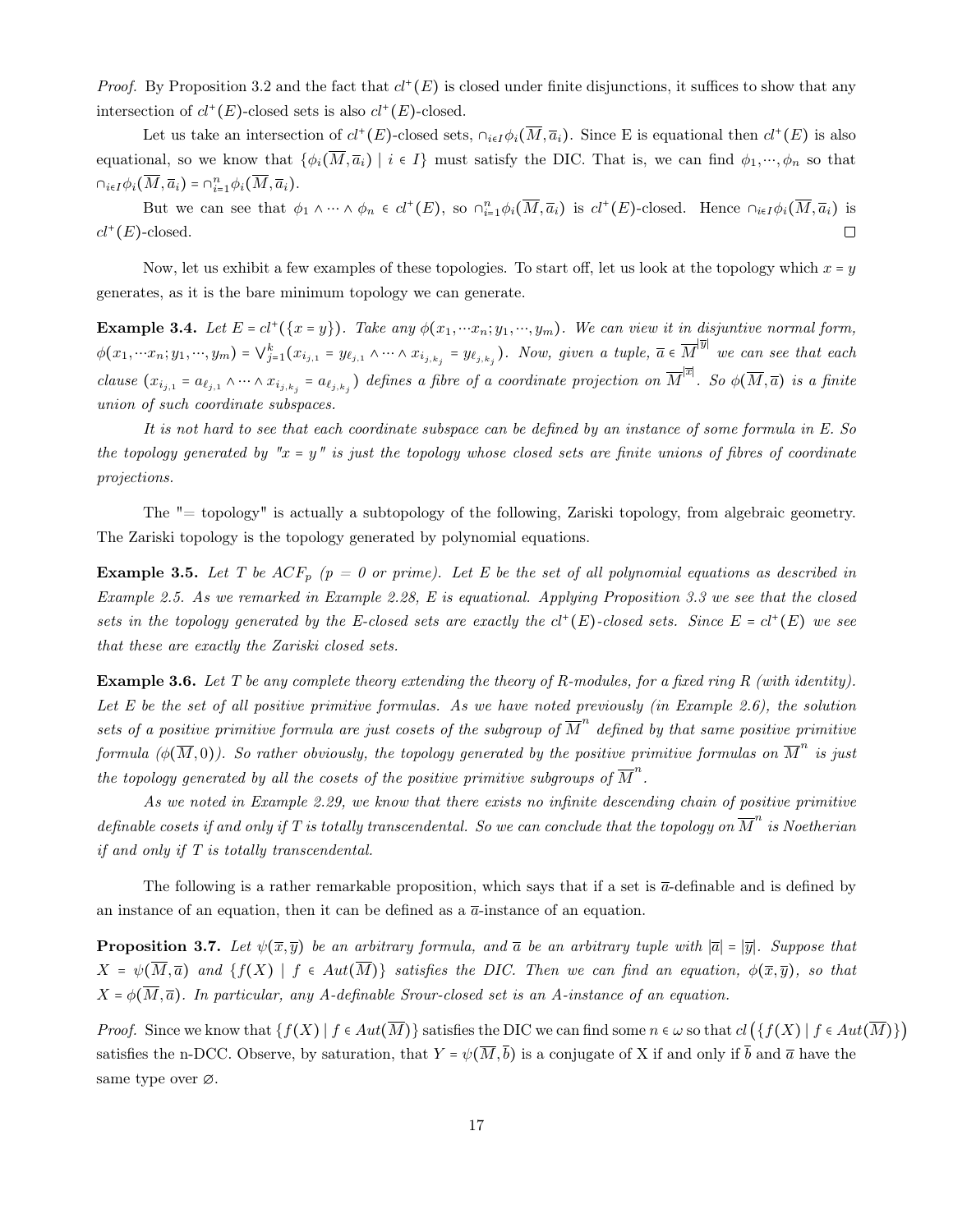*Proof.* By Proposition 3.2 and the fact that $cl^{+}(E)$ is closed under finite disjunctions, it suffices to show that any intersection of $cl^{+}(E)$-closed sets is also $cl^{+}(E)$-closed.

Let us take an intersection of $cl^{+}(E)$-closed sets, $\cap_{i \in I}\phi_i(\overline{M}, \overline{a}_i)$. Since E is equational then $cl^{+}(E)$ is also equational, so we know that $\{\phi_i(\overline{M}, \overline{a}_i) \mid i \in I\}$ must satisfy the DIC. That is, we can find $\phi_1, \cdots, \phi_n$ so that $\cap_{i \in I}\phi_i(\overline{M}, \overline{a}_i) = \cap_{i=1}^{n}\phi_i(\overline{M}, \overline{a}_i)$.

But we can see that $\phi_1 \wedge \cdots \wedge \phi_n \in cl^{+}(E)$, so $\cap_{i=1}^{n}\phi_i(\overline{M}, \overline{a}_i)$ is $cl^{+}(E)$-closed. Hence $\cap_{i \in I}\phi_i(\overline{M}, \overline{a}_i)$ is $cl^{+}(E)$-closed. □

Now, let us exhibit a few examples of these topologies. To start off, let us look at the topology which $x = y$ generates, as it is the bare minimum topology we can generate.

**Example 3.4.** *Let $E = cl^{+}(\{x = y\})$. Take any $\phi(x_1, \cdots x_n; y_1, \cdots, y_m)$. We can view it in disjuntive normal form, $\phi(x_1, \cdots x_n; y_1, \cdots, y_m) = \bigvee_{j=1}^{k}(x_{i_{j,1}} = y_{\ell_{j,1}} \wedge \cdots \wedge x_{i_{j,k_j}} = y_{\ell_{j,k_j}})$. Now, given a tuple, $\overline{a} \in \overline{M}^{|\overline{y}|}$ we can see that each clause $(x_{i_{j,1}} = a_{\ell_{j,1}} \wedge \cdots \wedge x_{i_{j,k_j}} = a_{\ell_{j,k_j}})$ defines a fibre of a coordinate projection on $\overline{M}^{|\overline{x}|}$. So $\phi(\overline{M}, \overline{a})$ is a finite union of such coordinate subspaces.*

*It is not hard to see that each coordinate subspace can be defined by an instance of some formula in E. So the topology generated by "$x = y$" is just the topology whose closed sets are finite unions of fibres of coordinate projections.*

The "= topology" is actually a subtopology of the following, Zariski topology, from algebraic geometry. The Zariski topology is the topology generated by polynomial equations.

**Example 3.5.** *Let T be $ACF_p$ ($p$ = 0 or prime). Let E be the set of all polynomial equations as described in Example 2.5. As we remarked in Example 2.28, E is equational. Applying Proposition 3.3 we see that the closed sets in the topology generated by the E-closed sets are exactly the $cl^{+}(E)$-closed sets. Since $E = cl^{+}(E)$ we see that these are exactly the Zariski closed sets.*

**Example 3.6.** *Let T be any complete theory extending the theory of R-modules, for a fixed ring R (with identity). Let E be the set of all positive primitive formulas. As we have noted previously (in Example 2.6), the solution sets of a positive primitive formula are just cosets of the subgroup of $\overline{M}^n$ defined by that same positive primitive formula ($\phi(\overline{M}, 0)$). So rather obviously, the topology generated by the positive primitive formulas on $\overline{M}^n$ is just the topology generated by all the cosets of the positive primitive subgroups of $\overline{M}^n$.*

*As we noted in Example 2.29, we know that there exists no infinite descending chain of positive primitive definable cosets if and only if T is totally transcendental. So we can conclude that the topology on $\overline{M}^n$ is Noetherian if and only if T is totally transcendental.*

The following is a rather remarkable proposition, which says that if a set is $\overline{a}$-definable and is defined by an instance of an equation, then it can be defined as a $\overline{a}$-instance of an equation.

**Proposition 3.7.** *Let $\psi(\overline{x}, \overline{y})$ be an arbitrary formula, and $\overline{a}$ be an arbitrary tuple with $|\overline{a}| = |\overline{y}|$. Suppose that $X = \psi(\overline{M}, \overline{a})$ and $\{f(X) \mid f \in Aut(\overline{M})\}$ satisfies the DIC. Then we can find an equation, $\phi(\overline{x}, \overline{y})$, so that $X = \phi(\overline{M}, \overline{a})$. In particular, any A-definable Srour-closed set is an A-instance of an equation.*

*Proof.* Since we know that $\{f(X) \mid f \in Aut(\overline{M})\}$ satisfies the DIC we can find some $n \in \omega$ so that $cl\left(\{f(X) \mid f \in Aut(\overline{M})\}\right)$ satisfies the n-DCC. Observe, by saturation, that $Y = \psi(\overline{M}, \overline{b})$ is a conjugate of X if and only if $\overline{b}$ and $\overline{a}$ have the same type over $\varnothing$.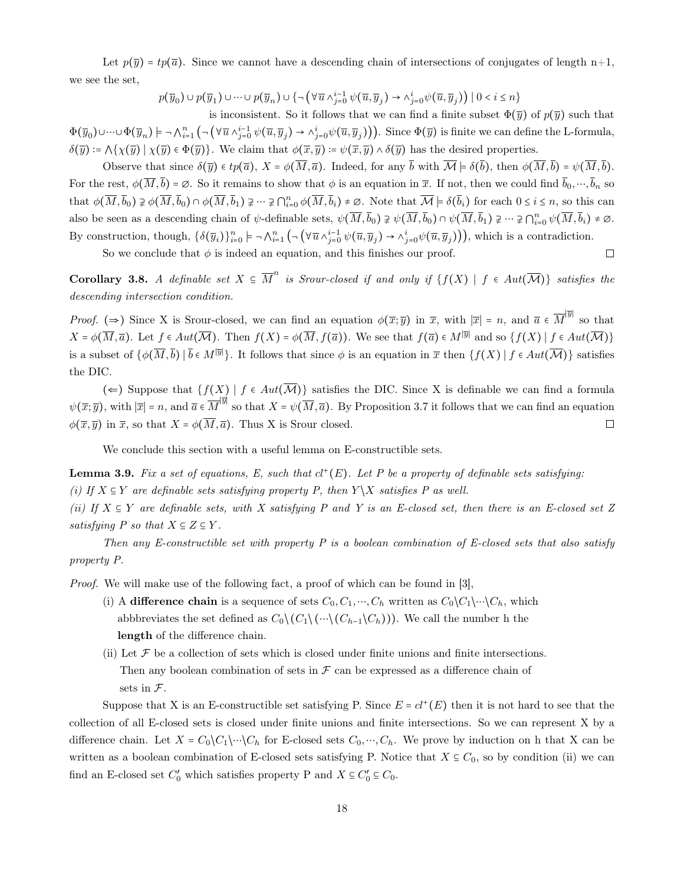Let $p(\overline{y}) = tp(\overline{a})$. Since we cannot have a descending chain of intersections of conjugates of length n+1, we see the set,

$$p(\overline{y}_0) \cup p(\overline{y}_1) \cup \cdots \cup p(\overline{y}_n) \cup \{\neg\left(\forall \overline{u} \wedge_{j=0}^{i-1} \psi(\overline{u}, \overline{y}_j) \rightarrow \wedge_{j=0}^{i} \psi(\overline{u}, \overline{y}_j)\right) \mid 0 < i \leq n\}$$

is inconsistent. So it follows that we can find a finite subset $\Phi(\overline{y})$ of $p(\overline{y})$ such that $\Phi(\overline{y}_0) \cup \cdots \cup \Phi(\overline{y}_n) \models \neg \bigwedge_{i=1}^{n} \left(\neg\left(\forall \overline{u} \wedge_{j=0}^{i-1} \psi(\overline{u}, \overline{y}_j) \rightarrow \wedge_{j=0}^{i} \psi(\overline{u}, \overline{y}_j)\right)\right)$. Since $\Phi(\overline{y})$ is finite we can define the L-formula, $\delta(\overline{y}) := \bigwedge\{\chi(\overline{y}) \mid \chi(\overline{y}) \in \Phi(\overline{y})\}$. We claim that $\phi(\overline{x}, \overline{y}) := \psi(\overline{x}, \overline{y}) \wedge \delta(\overline{y})$ has the desired properties.

Observe that since $\delta(\overline{y}) \in tp(\overline{a})$, $X = \phi(\overline{M}, \overline{a})$. Indeed, for any $\overline{b}$ with $\overline{\mathcal{M}} \models \delta(\overline{b})$, then $\phi(\overline{M}, \overline{b}) = \psi(\overline{M}, \overline{b})$. For the rest, $\phi(\overline{M}, \overline{b}) = \varnothing$. So it remains to show that $\phi$ is an equation in $\overline{x}$. If not, then we could find $\overline{b}_0, \cdots, \overline{b}_n$ so that $\phi(\overline{M}, \overline{b}_0) \supsetneq \phi(\overline{M}, \overline{b}_0) \cap \phi(\overline{M}, \overline{b}_1) \supsetneq \cdots \supsetneq \bigcap_{i=0}^{n} \phi(\overline{M}, \overline{b}_i) \neq \varnothing$. Note that $\overline{\mathcal{M}} \models \delta(\overline{b}_i)$ for each $0 \leq i \leq n$, so this can also be seen as a descending chain of $\psi$-definable sets, $\psi(\overline{M}, \overline{b}_0) \supsetneq \psi(\overline{M}, \overline{b}_0) \cap \psi(\overline{M}, \overline{b}_1) \supsetneq \cdots \supsetneq \bigcap_{i=0}^{n} \psi(\overline{M}, \overline{b}_i) \neq \varnothing$. By construction, though, $\{\delta(\overline{y}_i)\}_{i=0}^{n} \models \neg \bigwedge_{i=1}^{n} \left(\neg\left(\forall \overline{u} \wedge_{j=0}^{i-1} \psi(\overline{u}, \overline{y}_j) \rightarrow \wedge_{j=0}^{i} \psi(\overline{u}, \overline{y}_j)\right)\right)$, which is a contradiction.

So we conclude that $\phi$ is indeed an equation, and this finishes our proof. □

**Corollary 3.8.** *A definable set $X \subseteq \overline{M}^n$ is Srour-closed if and only if $\{f(X) \mid f \in Aut(\overline{\mathcal{M}})\}$ satisfies the descending intersection condition.*

*Proof.* ($\Rightarrow$) Since X is Srour-closed, we can find an equation $\phi(\overline{x}; \overline{y})$ in $\overline{x}$, with $|\overline{x}| = n$, and $\overline{a} \in \overline{M}^{|\overline{y}|}$ so that $X = \phi(\overline{M}, \overline{a})$. Let $f \in Aut(\overline{\mathcal{M}})$. Then $f(X) = \phi(\overline{M}, f(\overline{a}))$. We see that $f(\overline{a}) \in M^{|\overline{y}|}$ and so $\{f(X) \mid f \in Aut(\overline{\mathcal{M}})\}$ is a subset of $\{\phi(\overline{M}, \overline{b}) \mid \overline{b} \in M^{|\overline{y}|}\}$. It follows that since $\phi$ is an equation in $\overline{x}$ then $\{f(X) \mid f \in Aut(\overline{\mathcal{M}})\}$ satisfies the DIC.

($\Leftarrow$) Suppose that $\{f(X) \mid f \in Aut(\overline{\mathcal{M}})\}$ satisfies the DIC. Since X is definable we can find a formula $\psi(\overline{x}; \overline{y})$, with $|\overline{x}| = n$, and $\overline{a} \in \overline{M}^{|\overline{y}|}$ so that $X = \psi(\overline{M}, \overline{a})$. By Proposition 3.7 it follows that we can find an equation $\phi(\overline{x}, \overline{y})$ in $\overline{x}$, so that $X = \phi(\overline{M}, \overline{a})$. Thus X is Srour closed. □

We conclude this section with a useful lemma on E-constructible sets.

**Lemma 3.9.** *Fix a set of equations, E, such that $cl^+(E)$. Let P be a property of definable sets satisfying:*
*(i) If $X \subseteq Y$ are definable sets satisfying property P, then $Y \backslash X$ satisfies P as well.*
*(ii) If $X \subseteq Y$ are definable sets, with X satisfying P and Y is an E-closed set, then there is an E-closed set Z satisfying P so that $X \subseteq Z \subseteq Y$.*

*Then any E-constructible set with property P is a boolean combination of E-closed sets that also satisfy property P.*

*Proof.* We will make use of the following fact, a proof of which can be found in [3],

(i) A **difference chain** is a sequence of sets $C_0, C_1, \cdots, C_h$ written as $C_0 \backslash C_1 \backslash \cdots \backslash C_h$, which abbbreviates the set defined as $C_0 \backslash (C_1 \backslash (\cdots \backslash (C_{h-1} \backslash C_h)))$. We call the number h the **length** of the difference chain.

(ii) Let $\mathcal{F}$ be a collection of sets which is closed under finite unions and finite intersections. Then any boolean combination of sets in $\mathcal{F}$ can be expressed as a difference chain of sets in $\mathcal{F}$.

Suppose that X is an E-constructible set satisfying P. Since $E = cl^+(E)$ then it is not hard to see that the collection of all E-closed sets is closed under finite unions and finite intersections. So we can represent X by a difference chain. Let $X = C_0 \backslash C_1 \backslash \cdots \backslash C_h$ for E-closed sets $C_0, \cdots, C_h$. We prove by induction on h that X can be written as a boolean combination of E-closed sets satisfying P. Notice that $X \subseteq C_0$, so by condition (ii) we can find an E-closed set $C_0'$ which satisfies property P and $X \subseteq C_0' \subseteq C_0$.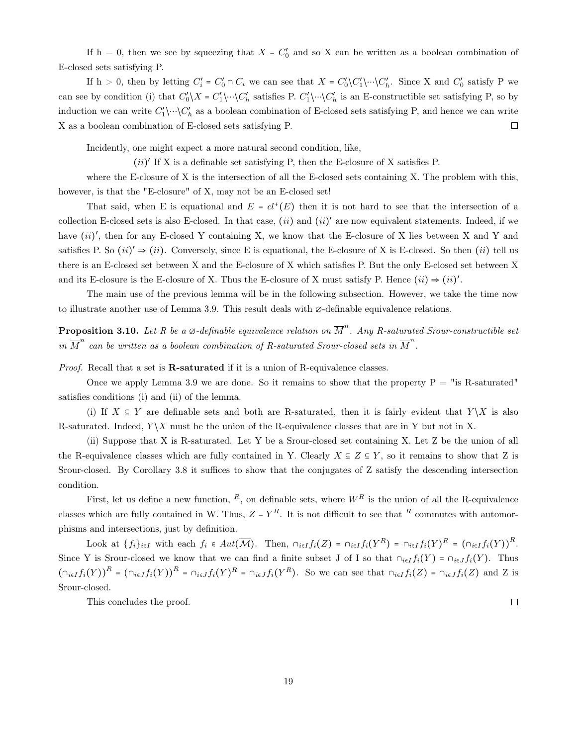If h = 0, then we see by squeezing that $X = C_0'$ and so X can be written as a boolean combination of E-closed sets satisfying P.

If h > 0, then by letting $C_i' = C_0' \cap C_i$ we can see that $X = C_0' \backslash C_1' \backslash \cdots \backslash C_h'$. Since X and $C_0'$ satisfy P we can see by condition (i) that $C_0' \backslash X = C_1' \backslash \cdots \backslash C_h'$ satisfies P. $C_1' \backslash \cdots \backslash C_h'$ is an E-constructible set satisfying P, so by induction we can write $C_1' \backslash \cdots \backslash C_h'$ as a boolean combination of E-closed sets satisfying P, and hence we can write X as a boolean combination of E-closed sets satisfying P. □

Incidently, one might expect a more natural second condition, like,

$(ii)'$ If X is a definable set satisfying P, then the E-closure of X satisfies P.

where the E-closure of X is the intersection of all the E-closed sets containing X. The problem with this, however, is that the "E-closure" of X, may not be an E-closed set!

That said, when E is equational and $E = cl^+(E)$ then it is not hard to see that the intersection of a collection E-closed sets is also E-closed. In that case, $(ii)$ and $(ii)'$ are now equivalent statements. Indeed, if we have $(ii)'$, then for any E-closed Y containing X, we know that the E-closure of X lies between X and Y and satisfies P. So $(ii)' \Rightarrow (ii)$. Conversely, since E is equational, the E-closure of X is E-closed. So then $(ii)$ tell us there is an E-closed set between X and the E-closure of X which satisfies P. But the only E-closed set between X and its E-closure is the E-closure of X. Thus the E-closure of X must satisfy P. Hence $(ii) \Rightarrow (ii)'$.

The main use of the previous lemma will be in the following subsection. However, we take the time now to illustrate another use of Lemma 3.9. This result deals with ∅-definable equivalence relations.

**Proposition 3.10.** *Let R be a ∅-definable equivalence relation on $\overline{M}^n$. Any R-saturated Srour-constructible set in $\overline{M}^n$ can be written as a boolean combination of R-saturated Srour-closed sets in $\overline{M}^n$.*

*Proof.* Recall that a set is **R-saturated** if it is a union of R-equivalence classes.

Once we apply Lemma 3.9 we are done. So it remains to show that the property P = "is R-saturated" satisfies conditions (i) and (ii) of the lemma.

(i) If $X \subseteq Y$ are definable sets and both are R-saturated, then it is fairly evident that $Y \backslash X$ is also R-saturated. Indeed, $Y \backslash X$ must be the union of the R-equivalence classes that are in Y but not in X.

(ii) Suppose that X is R-saturated. Let Y be a Srour-closed set containing X. Let Z be the union of all the R-equivalence classes which are fully contained in Y. Clearly $X \subseteq Z \subseteq Y$, so it remains to show that Z is Srour-closed. By Corollary 3.8 it suffices to show that the conjugates of Z satisfy the descending intersection condition.

First, let us define a new function, $^R$, on definable sets, where $W^R$ is the union of all the R-equivalence classes which are fully contained in W. Thus, $Z = Y^R$. It is not difficult to see that $^R$ commutes with automorphisms and intersections, just by definition.

Look at $\{f_i\}_{i \in I}$ with each $f_i \in Aut(\overline{\mathcal{M}})$. Then, $\cap_{i \in I} f_i(Z) = \cap_{i \in I} f_i(Y^R) = \cap_{i \in I} f_i(Y)^R = (\cap_{i \in I} f_i(Y))^R$. Since Y is Srour-closed we know that we can find a finite subset J of I so that $\cap_{i \in I} f_i(Y) = \cap_{i \in J} f_i(Y)$. Thus $(\cap_{i \in I} f_i(Y))^R = (\cap_{i \in J} f_i(Y))^R = \cap_{i \in J} f_i(Y)^R = \cap_{i \in J} f_i(Y^R)$. So we can see that $\cap_{i \in I} f_i(Z) = \cap_{i \in J} f_i(Z)$ and Z is Srour-closed.

This concludes the proof. □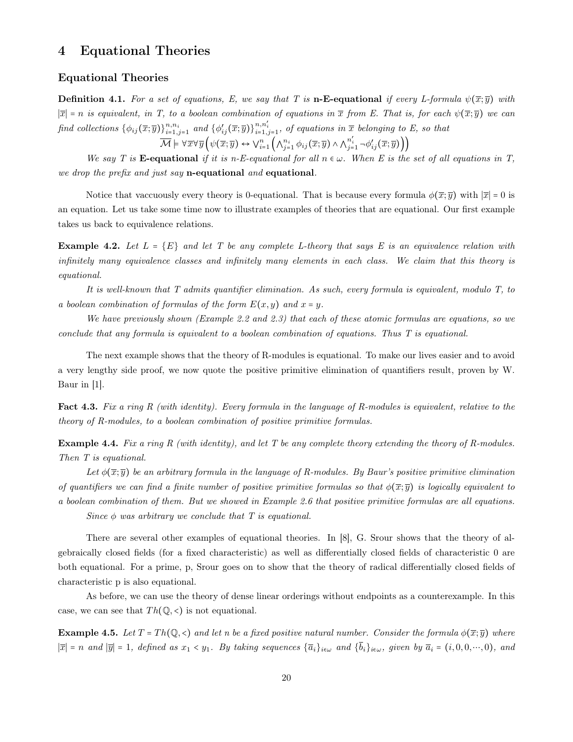# 4 Equational Theories

## Equational Theories

**Definition 4.1.** *For a set of equations, E, we say that T is* **n-E-equational** *if every L-formula $\psi(\overline{x};\overline{y})$ with $|\overline{x}| = n$ is equivalent, in T, to a boolean combination of equations in $\overline{x}$ from E. That is, for each $\psi(\overline{x};\overline{y})$ we can find collections $\{\phi_{ij}(\overline{x};\overline{y})\}_{i=1,j=1}^{n,n_i}$ and $\{\phi'_{ij}(\overline{x};\overline{y})\}_{i=1,j=1}^{n,n'_i}$, of equations in $\overline{x}$ belonging to E, so that*

$$\overline{\mathcal{M}} \models \forall \overline{x} \forall \overline{y} \Big( \psi(\overline{x};\overline{y}) \leftrightarrow \bigvee_{i=1}^{n} \Big( \bigwedge_{j=1}^{n_i} \phi_{ij}(\overline{x};\overline{y}) \wedge \bigwedge_{j=1}^{n'_i} \neg \phi'_{ij}(\overline{x};\overline{y}) \Big) \Big)$$

*We say T is* **E-equational** *if it is n-E-equational for all $n \in \omega$. When E is the set of all equations in T, we drop the prefix and just say* **n-equational** *and* **equational**.

Notice that vaccuously every theory is 0-equational. That is because every formula $\phi(\overline{x};\overline{y})$ with $|\overline{x}| = 0$ is an equation. Let us take some time now to illustrate examples of theories that are equational. Our first example takes us back to equivalence relations.

**Example 4.2.** *Let $L = \{E\}$ and let T be any complete L-theory that says E is an equivalence relation with infinitely many equivalence classes and infinitely many elements in each class. We claim that this theory is equational.*

*It is well-known that T admits quantifier elimination. As such, every formula is equivalent, modulo T, to a boolean combination of formulas of the form $E(x,y)$ and $x = y$.*

*We have previously shown (Example 2.2 and 2.3) that each of these atomic formulas are equations, so we conclude that any formula is equivalent to a boolean combination of equations. Thus T is equational.*

The next example shows that the theory of R-modules is equational. To make our lives easier and to avoid a very lengthy side proof, we now quote the positive primitive elimination of quantifiers result, proven by W. Baur in [1].

**Fact 4.3.** *Fix a ring R (with identity). Every formula in the language of R-modules is equivalent, relative to the theory of R-modules, to a boolean combination of positive primitive formulas.*

**Example 4.4.** *Fix a ring R (with identity), and let T be any complete theory extending the theory of R-modules. Then T is equational.*

*Let $\phi(\overline{x};\overline{y})$ be an arbitrary formula in the language of R-modules. By Baur's positive primitive elimination of quantifiers we can find a finite number of positive primitive formulas so that $\phi(\overline{x};\overline{y})$ is logically equivalent to a boolean combination of them. But we showed in Example 2.6 that positive primitive formulas are all equations.*

*Since $\phi$ was arbitrary we conclude that T is equational.*

There are several other examples of equational theories. In [8], G. Srour shows that the theory of algebraically closed fields (for a fixed characteristic) as well as differentially closed fields of characteristic 0 are both equational. For a prime, p, Srour goes on to show that the theory of radical differentially closed fields of characteristic p is also equational.

As before, we can use the theory of dense linear orderings without endpoints as a counterexample. In this case, we can see that $Th(\mathbb{Q},<)$ is not equational.

**Example 4.5.** *Let $T = Th(\mathbb{Q},<)$ and let n be a fixed positive natural number. Consider the formula $\phi(\overline{x};\overline{y})$ where $|\overline{x}| = n$ and $|\overline{y}| = 1$, defined as $x_1 < y_1$. By taking sequences $\{\overline{a}_i\}_{i\in\omega}$ and $\{\overline{b}_i\}_{i\in\omega}$, given by $\overline{a}_i = (i,0,0,\cdots,0)$, and*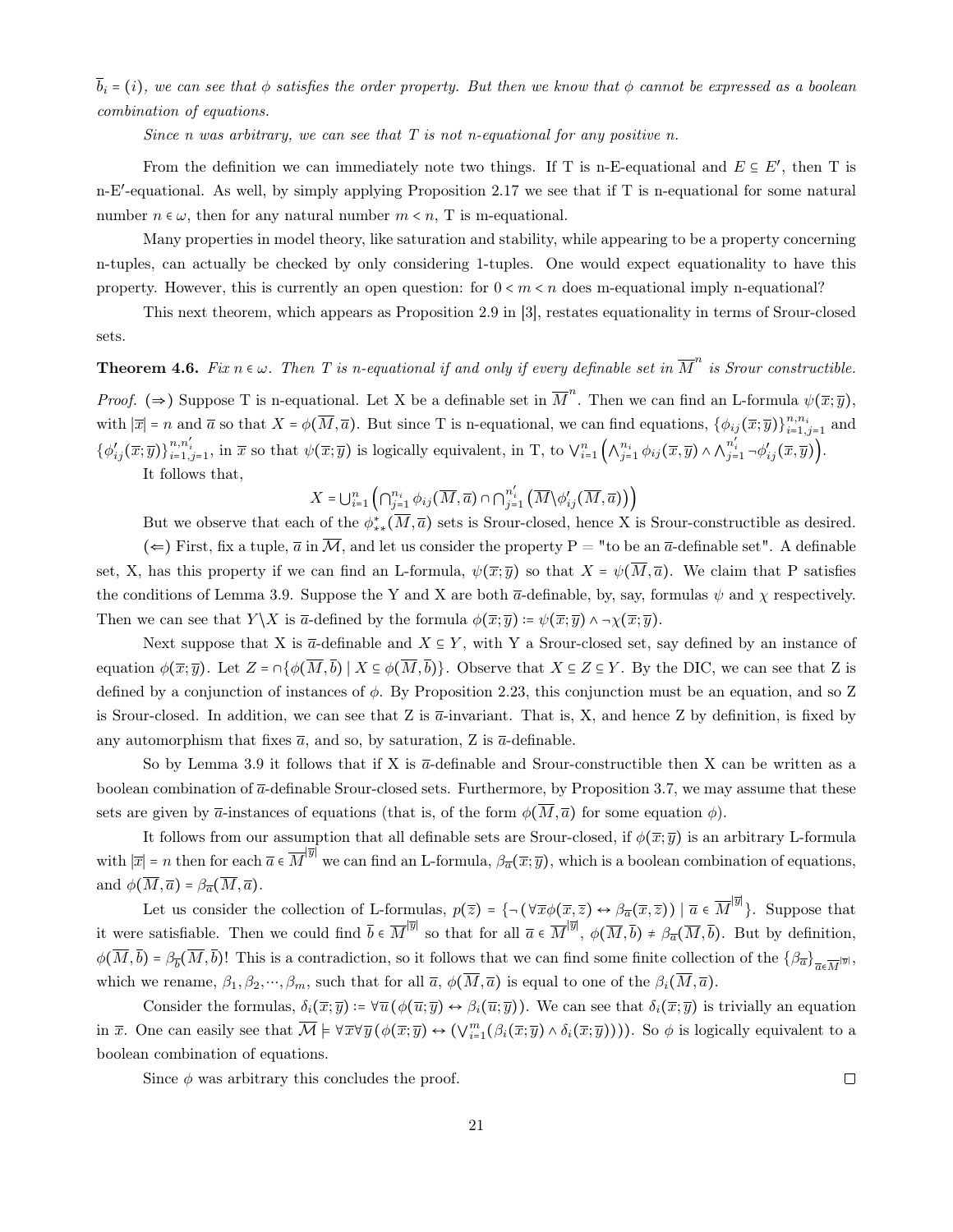*$\overline{b}_i = (i)$, we can see that $\phi$ satisfies the order property. But then we know that $\phi$ cannot be expressed as a boolean combination of equations.*

*Since n was arbitrary, we can see that T is not n-equational for any positive n.*

From the definition we can immediately note two things. If T is n-E-equational and $E \subseteq E'$, then T is n-E$'$-equational. As well, by simply applying Proposition 2.17 we see that if T is n-equational for some natural number $n \in \omega$, then for any natural number $m < n$, T is m-equational.

Many properties in model theory, like saturation and stability, while appearing to be a property concerning n-tuples, can actually be checked by only considering 1-tuples. One would expect equationality to have this property. However, this is currently an open question: for $0 < m < n$ does m-equational imply n-equational?

This next theorem, which appears as Proposition 2.9 in [3], restates equationality in terms of Srour-closed sets.

**Theorem 4.6.** *Fix $n \in \omega$. Then T is n-equational if and only if every definable set in $\overline{M}^n$ is Srour constructible.*

*Proof.* ($\Rightarrow$) Suppose T is n-equational. Let X be a definable set in $\overline{M}^n$. Then we can find an L-formula $\psi(\overline{x};\overline{y})$, with $|\overline{x}| = n$ and $\overline{a}$ so that $X = \phi(\overline{M},\overline{a})$. But since T is n-equational, we can find equations, $\{\phi_{ij}(\overline{x};\overline{y})\}_{i=1,j=1}^{n,n_i}$ and $\{\phi'_{ij}(\overline{x};\overline{y})\}_{i=1,j=1}^{n,n'_i}$, in $\overline{x}$ so that $\psi(\overline{x};\overline{y})$ is logically equivalent, in T, to $\bigvee_{i=1}^{n}\left(\bigwedge_{j=1}^{n_i}\phi_{ij}(\overline{x},\overline{y}) \wedge \bigwedge_{j=1}^{n'_i}\neg\phi'_{ij}(\overline{x},\overline{y})\right)$.

It follows that,

$$X = \bigcup_{i=1}^{n}\left(\bigcap_{j=1}^{n_i}\phi_{ij}(\overline{M},\overline{a}) \cap \bigcap_{j=1}^{n'_i}\left(\overline{M}\backslash\phi'_{ij}(\overline{M},\overline{a})\right)\right)$$

But we observe that each of the $\phi^{\star}_{**}(\overline{M},\overline{a})$ sets is Srour-closed, hence X is Srour-constructible as desired.

($\Leftarrow$) First, fix a tuple, $\overline{a}$ in $\overline{\mathcal{M}}$, and let us consider the property P = "to be an $\overline{a}$-definable set". A definable set, X, has this property if we can find an L-formula, $\psi(\overline{x};\overline{y})$ so that $X = \psi(\overline{M},\overline{a})$. We claim that P satisfies the conditions of Lemma 3.9. Suppose the Y and X are both $\overline{a}$-definable, by, say, formulas $\psi$ and $\chi$ respectively. Then we can see that $Y\backslash X$ is $\overline{a}$-defined by the formula $\phi(\overline{x};\overline{y}) \coloneqq \psi(\overline{x};\overline{y}) \wedge \neg\chi(\overline{x};\overline{y})$.

Next suppose that X is $\overline{a}$-definable and $X \subseteq Y$, with Y a Srour-closed set, say defined by an instance of equation $\phi(\overline{x};\overline{y})$. Let $Z = \cap\{\phi(\overline{M},\overline{b}) \mid X \subseteq \phi(\overline{M},\overline{b})\}$. Observe that $X \subseteq Z \subseteq Y$. By the DIC, we can see that Z is defined by a conjunction of instances of $\phi$. By Proposition 2.23, this conjunction must be an equation, and so Z is Srour-closed. In addition, we can see that Z is $\overline{a}$-invariant. That is, X, and hence Z by definition, is fixed by any automorphism that fixes $\overline{a}$, and so, by saturation, Z is $\overline{a}$-definable.

So by Lemma 3.9 it follows that if X is $\overline{a}$-definable and Srour-constructible then X can be written as a boolean combination of $\overline{a}$-definable Srour-closed sets. Furthermore, by Proposition 3.7, we may assume that these sets are given by $\overline{a}$-instances of equations (that is, of the form $\phi(\overline{M},\overline{a})$ for some equation $\phi$).

It follows from our assumption that all definable sets are Srour-closed, if $\phi(\overline{x};\overline{y})$ is an arbitrary L-formula with $|\overline{x}| = n$ then for each $\overline{a} \in \overline{M}^{|\overline{y}|}$ we can find an L-formula, $\beta_{\overline{a}}(\overline{x};\overline{y})$, which is a boolean combination of equations, and $\phi(\overline{M},\overline{a}) = \beta_{\overline{a}}(\overline{M},\overline{a})$.

Let us consider the collection of L-formulas, $p(\overline{z}) = \{\neg(\forall\overline{x}\phi(\overline{x},\overline{z}) \leftrightarrow \beta_{\overline{a}}(\overline{x},\overline{z})) \mid \overline{a} \in \overline{M}^{|\overline{y}|}\}$. Suppose that it were satisfiable. Then we could find $\overline{b} \in \overline{M}^{|\overline{y}|}$ so that for all $\overline{a} \in \overline{M}^{|\overline{y}|}$, $\phi(\overline{M},\overline{b}) \neq \beta_{\overline{a}}(\overline{M},\overline{b})$. But by definition, $\phi(\overline{M},\overline{b}) = \beta_{\overline{b}}(\overline{M},\overline{b})$! This is a contradiction, so it follows that we can find some finite collection of the $\{\beta_{\overline{a}}\}_{\overline{a}\in\overline{M}^{|\overline{y}|}}$, which we rename, $\beta_1, \beta_2, \cdots, \beta_m$, such that for all $\overline{a}$, $\phi(\overline{M},\overline{a})$ is equal to one of the $\beta_i(\overline{M},\overline{a})$.

Consider the formulas, $\delta_i(\overline{x};\overline{y}) \coloneqq \forall\overline{u}\,(\phi(\overline{u};\overline{y}) \leftrightarrow \beta_i(\overline{u};\overline{y}))$. We can see that $\delta_i(\overline{x};\overline{y})$ is trivially an equation in $\overline{x}$. One can easily see that $\overline{\mathcal{M}} \models \forall\overline{x}\forall\overline{y}\,(\phi(\overline{x};\overline{y}) \leftrightarrow (\bigvee_{i=1}^{m}(\beta_i(\overline{x};\overline{y}) \wedge \delta_i(\overline{x};\overline{y}))))$. So $\phi$ is logically equivalent to a boolean combination of equations.

Since $\phi$ was arbitrary this concludes the proof. ◻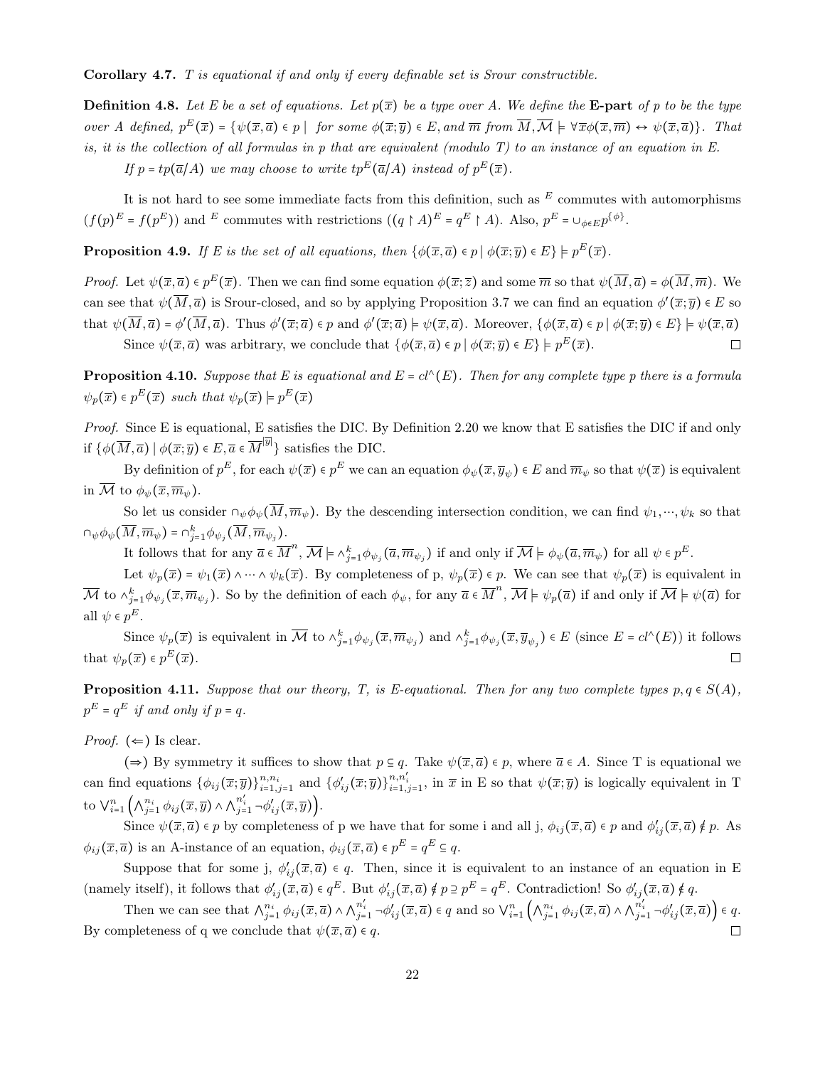**Corollary 4.7.** *T is equational if and only if every definable set is Srour constructible.*

**Definition 4.8.** *Let E be a set of equations. Let $p(\overline{x})$ be a type over A. We define the* **E-part** *of p to be the type over A defined, $p^E(\overline{x}) = \{\psi(\overline{x},\overline{a}) \in p \mid$ for some $\phi(\overline{x};\overline{y}) \in E$, and $\overline{m}$ from $\overline{M}, \overline{\mathcal{M}} \models \forall \overline{x}\phi(\overline{x},\overline{m}) \leftrightarrow \psi(\overline{x},\overline{a})\}$. That is, it is the collection of all formulas in p that are equivalent (modulo T) to an instance of an equation in E.*

*If $p = tp(\overline{a}/A)$ we may choose to write $tp^E(\overline{a}/A)$ instead of $p^E(\overline{x})$.*

It is not hard to see some immediate facts from this definition, such as $^E$ commutes with automorphisms ($(f(p)^E = f(p^E))$ and $^E$ commutes with restrictions ($(q \restriction A)^E = q^E \restriction A$). Also, $p^E = \cup_{\phi\in E} p^{\{\phi\}}$.

**Proposition 4.9.** *If E is the set of all equations, then $\{\phi(\overline{x},\overline{a}) \in p \mid \phi(\overline{x};\overline{y}) \in E\} \models p^E(\overline{x})$.*

*Proof.* Let $\psi(\overline{x},\overline{a}) \in p^E(\overline{x})$. Then we can find some equation $\phi(\overline{x};\overline{z})$ and some $\overline{m}$ so that $\psi(\overline{M},\overline{a}) = \phi(\overline{M},\overline{m})$. We can see that $\psi(\overline{M},\overline{a})$ is Srour-closed, and so by applying Proposition 3.7 we can find an equation $\phi'(\overline{x};\overline{y}) \in E$ so that $\psi(\overline{M},\overline{a}) = \phi'(\overline{M},\overline{a})$. Thus $\phi'(\overline{x};\overline{a}) \in p$ and $\phi'(\overline{x};\overline{a}) \models \psi(\overline{x},\overline{a})$. Moreover, $\{\phi(\overline{x},\overline{a}) \in p \mid \phi(\overline{x};\overline{y}) \in E\} \models \psi(\overline{x},\overline{a})$

Since $\psi(\overline{x},\overline{a})$ was arbitrary, we conclude that $\{\phi(\overline{x},\overline{a}) \in p \mid \phi(\overline{x};\overline{y}) \in E\} \models p^E(\overline{x})$. □

**Proposition 4.10.** *Suppose that E is equational and $E = cl^\wedge(E)$. Then for any complete type p there is a formula $\psi_p(\overline{x}) \in p^E(\overline{x})$ such that $\psi_p(\overline{x}) \models p^E(\overline{x})$*

*Proof.* Since E is equational, E satisfies the DIC. By Definition 2.20 we know that E satisfies the DIC if and only if $\{\phi(\overline{M},\overline{a}) \mid \phi(\overline{x};\overline{y}) \in E, \overline{a} \in \overline{M}^{|\overline{y}|}\}$ satisfies the DIC.

By definition of $p^E$, for each $\psi(\overline{x}) \in p^E$ we can an equation $\phi_\psi(\overline{x},\overline{y}_\psi) \in E$ and $\overline{m}_\psi$ so that $\psi(\overline{x})$ is equivalent in $\overline{\mathcal{M}}$ to $\phi_\psi(\overline{x},\overline{m}_\psi)$.

So let us consider $\cap_\psi \phi_\psi(\overline{M},\overline{m}_\psi)$. By the descending intersection condition, we can find $\psi_1,\cdots,\psi_k$ so that $\cap_\psi \phi_\psi(\overline{M},\overline{m}_\psi) = \cap_{j=1}^k \phi_{\psi_j}(\overline{M},\overline{m}_{\psi_j})$.

It follows that for any $\overline{a} \in \overline{M}^n$, $\overline{\mathcal{M}} \models \wedge_{j=1}^k \phi_{\psi_j}(\overline{a},\overline{m}_{\psi_j})$ if and only if $\overline{\mathcal{M}} \models \phi_\psi(\overline{a},\overline{m}_\psi)$ for all $\psi \in p^E$.

Let $\psi_p(\overline{x}) = \psi_1(\overline{x}) \wedge \cdots \wedge \psi_k(\overline{x})$. By completeness of p, $\psi_p(\overline{x}) \in p$. We can see that $\psi_p(\overline{x})$ is equivalent in $\overline{\mathcal{M}}$ to $\wedge_{j=1}^k \phi_{\psi_j}(\overline{x},\overline{m}_{\psi_j})$. So by the definition of each $\phi_\psi$, for any $\overline{a} \in \overline{M}^n$, $\overline{\mathcal{M}} \models \psi_p(\overline{a})$ if and only if $\overline{\mathcal{M}} \models \psi(\overline{a})$ for all $\psi \in p^E$.

Since $\psi_p(\overline{x})$ is equivalent in $\overline{\mathcal{M}}$ to $\wedge_{j=1}^k \phi_{\psi_j}(\overline{x},\overline{m}_{\psi_j})$ and $\wedge_{j=1}^k \phi_{\psi_j}(\overline{x},\overline{y}_{\psi_j}) \in E$ (since $E = cl^\wedge(E)$) it follows that $\psi_p(\overline{x}) \in p^E(\overline{x})$. □

**Proposition 4.11.** *Suppose that our theory, T, is E-equational. Then for any two complete types $p, q \in S(A)$, $p^E = q^E$ if and only if $p = q$.*

*Proof.* (⇐) Is clear.

(⇒) By symmetry it suffices to show that $p \subseteq q$. Take $\psi(\overline{x},\overline{a}) \in p$, where $\overline{a} \in A$. Since T is equational we can find equations $\{\phi_{ij}(\overline{x};\overline{y})\}_{i=1,j=1}^{n,n_i}$ and $\{\phi'_{ij}(\overline{x};\overline{y})\}_{i=1,j=1}^{n,n'_i}$, in $\overline{x}$ in E so that $\psi(\overline{x};\overline{y})$ is logically equivalent in T to $\vee_{i=1}^n \left(\wedge_{j=1}^{n_i} \phi_{ij}(\overline{x},\overline{y}) \wedge \wedge_{j=1}^{n'_i} \neg\phi'_{ij}(\overline{x},\overline{y})\right)$.

Since $\psi(\overline{x},\overline{a}) \in p$ by completeness of p we have that for some i and all j, $\phi_{ij}(\overline{x},\overline{a}) \in p$ and $\phi'_{ij}(\overline{x},\overline{a}) \notin p$. As $\phi_{ij}(\overline{x},\overline{a})$ is an A-instance of an equation, $\phi_{ij}(\overline{x},\overline{a}) \in p^E = q^E \subseteq q$.

Suppose that for some j, $\phi'_{ij}(\overline{x},\overline{a}) \in q$. Then, since it is equivalent to an instance of an equation in E (namely itself), it follows that $\phi'_{ij}(\overline{x},\overline{a}) \in q^E$. But $\phi'_{ij}(\overline{x},\overline{a}) \notin p \supseteq p^E = q^E$. Contradiction! So $\phi'_{ij}(\overline{x},\overline{a}) \notin q$.

Then we can see that $\wedge_{j=1}^{n_i} \phi_{ij}(\overline{x},\overline{a}) \wedge \wedge_{j=1}^{n'_i} \neg\phi'_{ij}(\overline{x},\overline{a}) \in q$ and so $\vee_{i=1}^n \left(\wedge_{j=1}^{n_i} \phi_{ij}(\overline{x},\overline{a}) \wedge \wedge_{j=1}^{n'_i} \neg\phi'_{ij}(\overline{x},\overline{a})\right) \in q$. By completeness of q we conclude that $\psi(\overline{x},\overline{a}) \in q$. □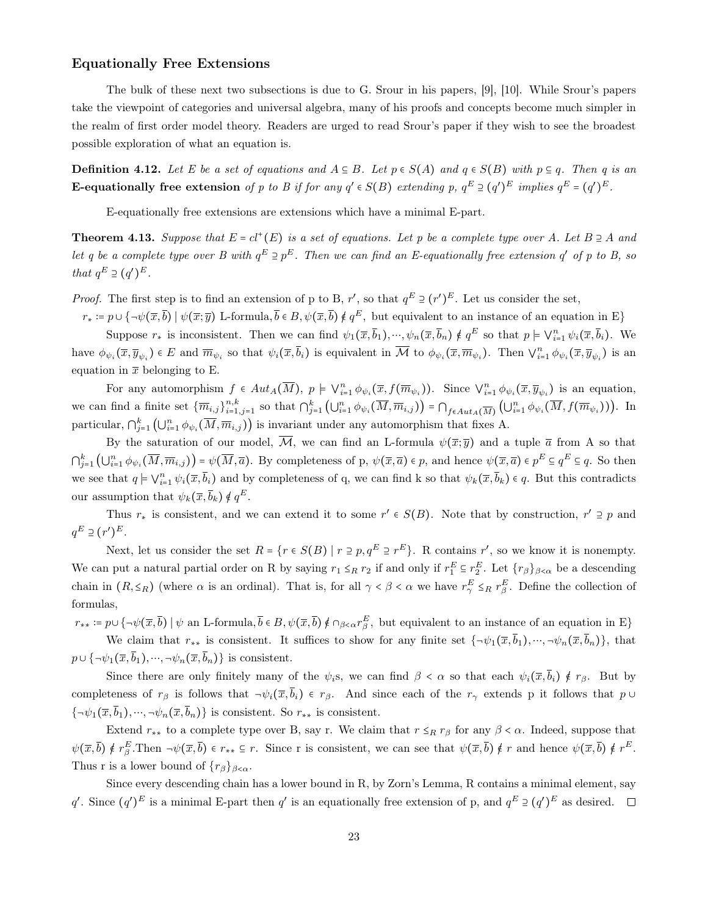### Equationally Free Extensions

The bulk of these next two subsections is due to G. Srour in his papers, [9], [10]. While Srour's papers take the viewpoint of categories and universal algebra, many of his proofs and concepts become much simpler in the realm of first order model theory. Readers are urged to read Srour's paper if they wish to see the broadest possible exploration of what an equation is.

**Definition 4.12.** *Let E be a set of equations and $A \subseteq B$. Let $p \in S(A)$ and $q \in S(B)$ with $p \subseteq q$. Then q is an* **E-equationally free extension** *of p to B if for any $q' \in S(B)$ extending p, $q^E \supseteq (q')^E$ implies $q^E = (q')^E$.*

E-equationally free extensions are extensions which have a minimal E-part.

**Theorem 4.13.** *Suppose that $E = cl^+(E)$ is a set of equations. Let p be a complete type over A. Let $B \supseteq A$ and let q be a complete type over B with $q^E \supseteq p^E$. Then we can find an E-equationally free extension $q'$ of p to B, so that $q^E \supseteq (q')^E$.*

*Proof.* The first step is to find an extension of p to B, $r'$, so that $q^E \supseteq (r')^E$. Let us consider the set,

$$r_* := p \cup \{\neg\psi(\overline{x}, \overline{b}) \mid \psi(\overline{x}; \overline{y}) \text{ L-formula}, \overline{b} \in B, \psi(\overline{x}, \overline{b}) \notin q^E, \text{ but equivalent to an instance of an equation in E}\}$$

Suppose $r_*$ is inconsistent. Then we can find $\psi_1(\overline{x}, \overline{b}_1), \cdots, \psi_n(\overline{x}, \overline{b}_n) \notin q^E$ so that $p \models \bigvee_{i=1}^n \psi_i(\overline{x}, \overline{b}_i)$. We have $\phi_{\psi_i}(\overline{x}, \overline{y}_{\psi_i}) \in E$ and $\overline{m}_{\psi_i}$ so that $\psi_i(\overline{x}, \overline{b}_i)$ is equivalent in $\overline{\mathcal{M}}$ to $\phi_{\psi_i}(\overline{x}, \overline{m}_{\psi_i})$. Then $\bigvee_{i=1}^n \phi_{\psi_i}(\overline{x}, \overline{y}_{\psi_i})$ is an equation in $\overline{x}$ belonging to E.

For any automorphism $f \in Aut_A(\overline{M})$, $p \models \bigvee_{i=1}^n \phi_{\psi_i}(\overline{x}, f(\overline{m}_{\psi_i}))$. Since $\bigvee_{i=1}^n \phi_{\psi_i}(\overline{x}, \overline{y}_{\psi_i})$ is an equation, we can find a finite set $\{\overline{m}_{i,j}\}_{i=1,j=1}^{n,k}$ so that $\bigcap_{j=1}^k \left(\bigcup_{i=1}^n \phi_{\psi_i}(\overline{M}, \overline{m}_{i,j})\right) = \bigcap_{f \in Aut_A(\overline{M})} \left(\bigcup_{i=1}^n \phi_{\psi_i}(\overline{M}, f(\overline{m}_{\psi_i}))\right)$. In particular, $\bigcap_{j=1}^k \left(\bigcup_{i=1}^n \phi_{\psi_i}(\overline{M}, \overline{m}_{i,j})\right)$ is invariant under any automorphism that fixes A.

By the saturation of our model, $\overline{\mathcal{M}}$, we can find an L-formula $\psi(\overline{x}; \overline{y})$ and a tuple $\overline{a}$ from A so that $\bigcap_{j=1}^k \left(\bigcup_{i=1}^n \phi_{\psi_i}(\overline{M}, \overline{m}_{i,j})\right) = \psi(\overline{M}, \overline{a})$. By completeness of p, $\psi(\overline{x}, \overline{a}) \in p$, and hence $\psi(\overline{x}, \overline{a}) \in p^E \subseteq q^E \subseteq q$. So then we see that $q \models \bigvee_{i=1}^n \psi_i(\overline{x}, \overline{b}_i)$ and by completeness of q, we can find k so that $\psi_k(\overline{x}, \overline{b}_k) \in q$. But this contradicts our assumption that $\psi_k(\overline{x}, \overline{b}_k) \notin q^E$.

Thus $r_*$ is consistent, and we can extend it to some $r' \in S(B)$. Note that by construction, $r' \supseteq p$ and $q^E \supseteq (r')^E$.

Next, let us consider the set $R = \{r \in S(B) \mid r \supseteq p, q^E \supseteq r^E\}$. R contains $r'$, so we know it is nonempty. We can put a natural partial order on R by saying $r_1 \leq_R r_2$ if and only if $r_1^E \subseteq r_2^E$. Let $\{r_\beta\}_{\beta<\alpha}$ be a descending chain in $(R, \leq_R)$ (where $\alpha$ is an ordinal). That is, for all $\gamma < \beta < \alpha$ we have $r_\gamma^E \leq_R r_\beta^E$. Define the collection of formulas,

$$r_{**} := p \cup \{\neg\psi(\overline{x}, \overline{b}) \mid \psi \text{ an L-formula}, \overline{b} \in B, \psi(\overline{x}, \overline{b}) \notin \cap_{\beta<\alpha} r_\beta^E, \text{ but equivalent to an instance of an equation in E}\}$$

We claim that $r_{**}$ is consistent. It suffices to show for any finite set $\{\neg\psi_1(\overline{x}, \overline{b}_1), \cdots, \neg\psi_n(\overline{x}, \overline{b}_n)\}$, that $p \cup \{\neg\psi_1(\overline{x}, \overline{b}_1), \cdots, \neg\psi_n(\overline{x}, \overline{b}_n)\}$ is consistent.

Since there are only finitely many of the $\psi_i$s, we can find $\beta < \alpha$ so that each $\psi_i(\overline{x}, \overline{b}_i) \notin r_\beta$. But by completeness of $r_\beta$ is follows that $\neg\psi_i(\overline{x}, \overline{b}_i) \in r_\beta$. And since each of the $r_\gamma$ extends p it follows that $p \cup \{\neg\psi_1(\overline{x}, \overline{b}_1), \cdots, \neg\psi_n(\overline{x}, \overline{b}_n)\}$ is consistent. So $r_{**}$ is consistent.

Extend $r_{**}$ to a complete type over B, say r. We claim that $r \leq_R r_\beta$ for any $\beta < \alpha$. Indeed, suppose that $\psi(\overline{x}, \overline{b}) \notin r_\beta^E$.Then $\neg\psi(\overline{x}, \overline{b}) \in r_{**} \subseteq r$. Since r is consistent, we can see that $\psi(\overline{x}, \overline{b}) \notin r$ and hence $\psi(\overline{x}, \overline{b}) \notin r^E$. Thus r is a lower bound of $\{r_\beta\}_{\beta<\alpha}$.

Since every descending chain has a lower bound in R, by Zorn's Lemma, R contains a minimal element, say $q'$. Since $(q')^E$ is a minimal E-part then $q'$ is an equationally free extension of p, and $q^E \supseteq (q')^E$ as desired. □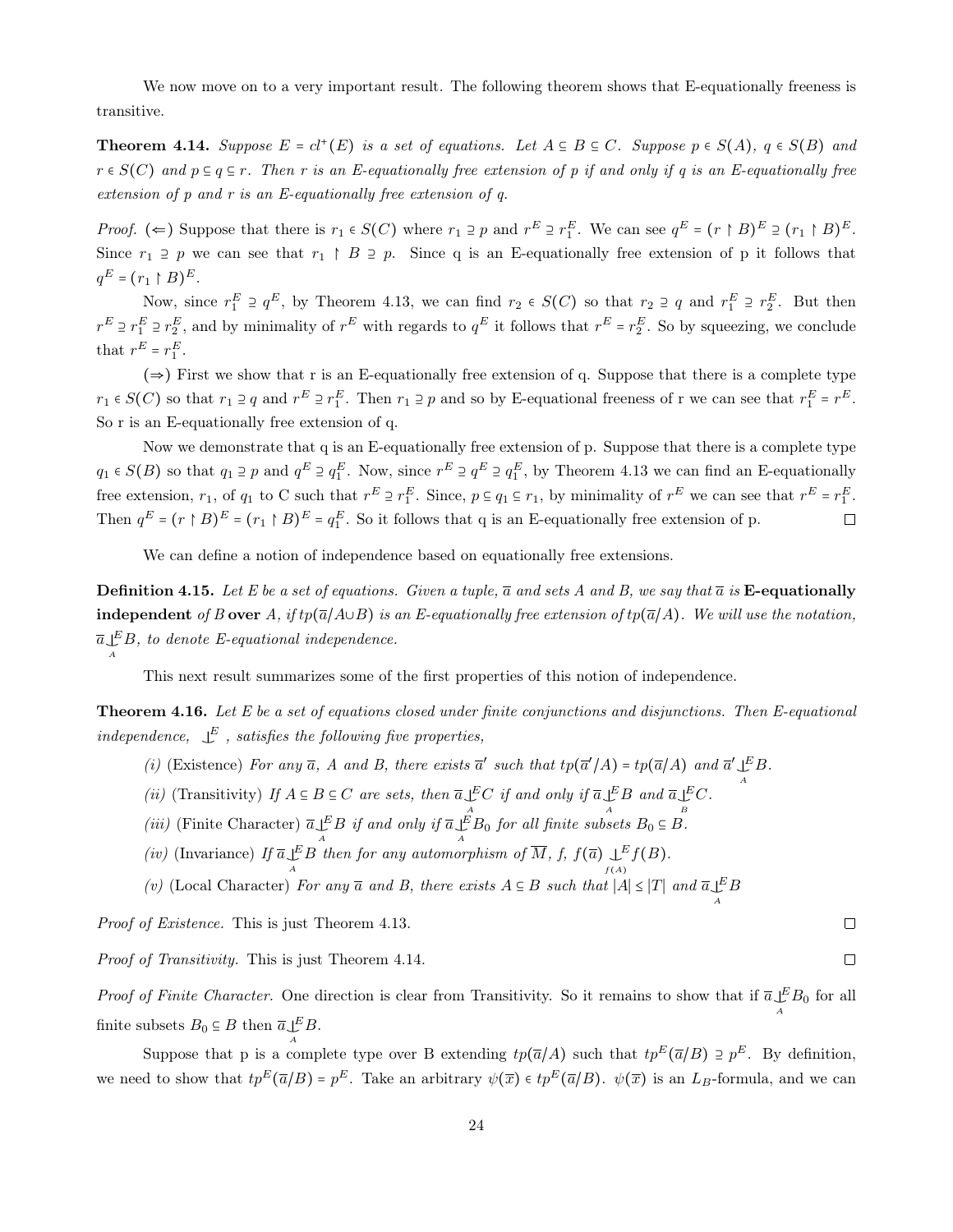We now move on to a very important result. The following theorem shows that E-equationally freeness is transitive.

**Theorem 4.14.** *Suppose $E = cl^{+}(E)$ is a set of equations. Let $A \subseteq B \subseteq C$. Suppose $p \in S(A)$, $q \in S(B)$ and $r \in S(C)$ and $p \subseteq q \subseteq r$. Then r is an E-equationally free extension of p if and only if q is an E-equationally free extension of p and r is an E-equationally free extension of q.*

*Proof.* ($\Leftarrow$) Suppose that there is $r_1 \in S(C)$ where $r_1 \supseteq p$ and $r^E \supseteq r_1^E$. We can see $q^E = (r \upharpoonright B)^E \supseteq (r_1 \upharpoonright B)^E$. Since $r_1 \supseteq p$ we can see that $r_1 \upharpoonright B \supseteq p$. Since q is an E-equationally free extension of p it follows that $q^E = (r_1 \upharpoonright B)^E$.

Now, since $r_1^E \supseteq q^E$, by Theorem 4.13, we can find $r_2 \in S(C)$ so that $r_2 \supseteq q$ and $r_1^E \supseteq r_2^E$. But then $r^E \supseteq r_1^E \supseteq r_2^E$, and by minimality of $r^E$ with regards to $q^E$ it follows that $r^E = r_2^E$. So by squeezing, we conclude that $r^E = r_1^E$.

($\Rightarrow$) First we show that r is an E-equationally free extension of q. Suppose that there is a complete type $r_1 \in S(C)$ so that $r_1 \supseteq q$ and $r^E \supseteq r_1^E$. Then $r_1 \supseteq p$ and so by E-equational freeness of r we can see that $r_1^E = r^E$. So r is an E-equationally free extension of q.

Now we demonstrate that q is an E-equationally free extension of p. Suppose that there is a complete type $q_1 \in S(B)$ so that $q_1 \supseteq p$ and $q^E \supseteq q_1^E$. Now, since $r^E \supseteq q^E \supseteq q_1^E$, by Theorem 4.13 we can find an E-equationally free extension, $r_1$, of $q_1$ to C such that $r^E \supseteq r_1^E$. Since, $p \subseteq q_1 \subseteq r_1$, by minimality of $r^E$ we can see that $r^E = r_1^E$. Then $q^E = (r \upharpoonright B)^E = (r_1 \upharpoonright B)^E = q_1^E$. So it follows that q is an E-equationally free extension of p. $\square$

We can define a notion of independence based on equationally free extensions.

**Definition 4.15.** *Let E be a set of equations. Given a tuple, $\overline{a}$ and sets A and B, we say that $\overline{a}$ is* **E-equationally independent** *of B* **over** *A, if $tp(\overline{a}/A \cup B)$ is an E-equationally free extension of $tp(\overline{a}/A)$. We will use the notation, $\overline{a} \mathop{\smile\!\!\!\!\!\mid}^{E}_{A} B$, to denote E-equational independence.*

This next result summarizes some of the first properties of this notion of independence.

**Theorem 4.16.** *Let E be a set of equations closed under finite conjunctions and disjunctions. Then E-equational independence, $\mathop{\smile\!\!\!\!\!\mid}^{E}$, satisfies the following five properties,*

*(i)* (Existence) *For any $\overline{a}$, A and B, there exists $\overline{a}'$ such that $tp(\overline{a}'/A) = tp(\overline{a}/A)$ and $\overline{a}' \mathop{\smile\!\!\!\!\!\mid}^{E}_{A} B$.*

*(ii)* (Transitivity) *If $A \subseteq B \subseteq C$ are sets, then $\overline{a} \mathop{\smile\!\!\!\!\!\mid}^{E}_{A} C$ if and only if $\overline{a} \mathop{\smile\!\!\!\!\!\mid}^{E}_{A} B$ and $\overline{a} \mathop{\smile\!\!\!\!\!\mid}^{E}_{B} C$.*

*(iii)* (Finite Character) *$\overline{a} \mathop{\smile\!\!\!\!\!\mid}^{E}_{A} B$ if and only if $\overline{a} \mathop{\smile\!\!\!\!\!\mid}^{E}_{A} B_0$ for all finite subsets $B_0 \subseteq B$.*

*(iv)* (Invariance) *If $\overline{a} \mathop{\smile\!\!\!\!\!\mid}^{E}_{A} B$ then for any automorphism of $\overline{M}$, f, $f(\overline{a}) \mathop{\smile\!\!\!\!\!\mid}^{E}_{f(A)} f(B)$.*

*(v)* (Local Character) *For any $\overline{a}$ and B, there exists $A \subseteq B$ such that $|A| \leq |T|$ and $\overline{a} \mathop{\smile\!\!\!\!\!\mid}^{E}_{A} B$*

*Proof of Existence.* This is just Theorem 4.13. $\square$

*Proof of Transitivity.* This is just Theorem 4.14. $\square$

*Proof of Finite Character.* One direction is clear from Transitivity. So it remains to show that if $\overline{a} \mathop{\smile\!\!\!\!\!\mid}^{E}_{A} B_0$ for all finite subsets $B_0 \subseteq B$ then $\overline{a} \mathop{\smile\!\!\!\!\!\mid}^{E}_{A} B$.

Suppose that p is a complete type over B extending $tp(\overline{a}/A)$ such that $tp^E(\overline{a}/B) \supseteq p^E$. By definition, we need to show that $tp^E(\overline{a}/B) = p^E$. Take an arbitrary $\psi(\overline{x}) \in tp^E(\overline{a}/B)$. $\psi(\overline{x})$ is an $L_B$-formula, and we can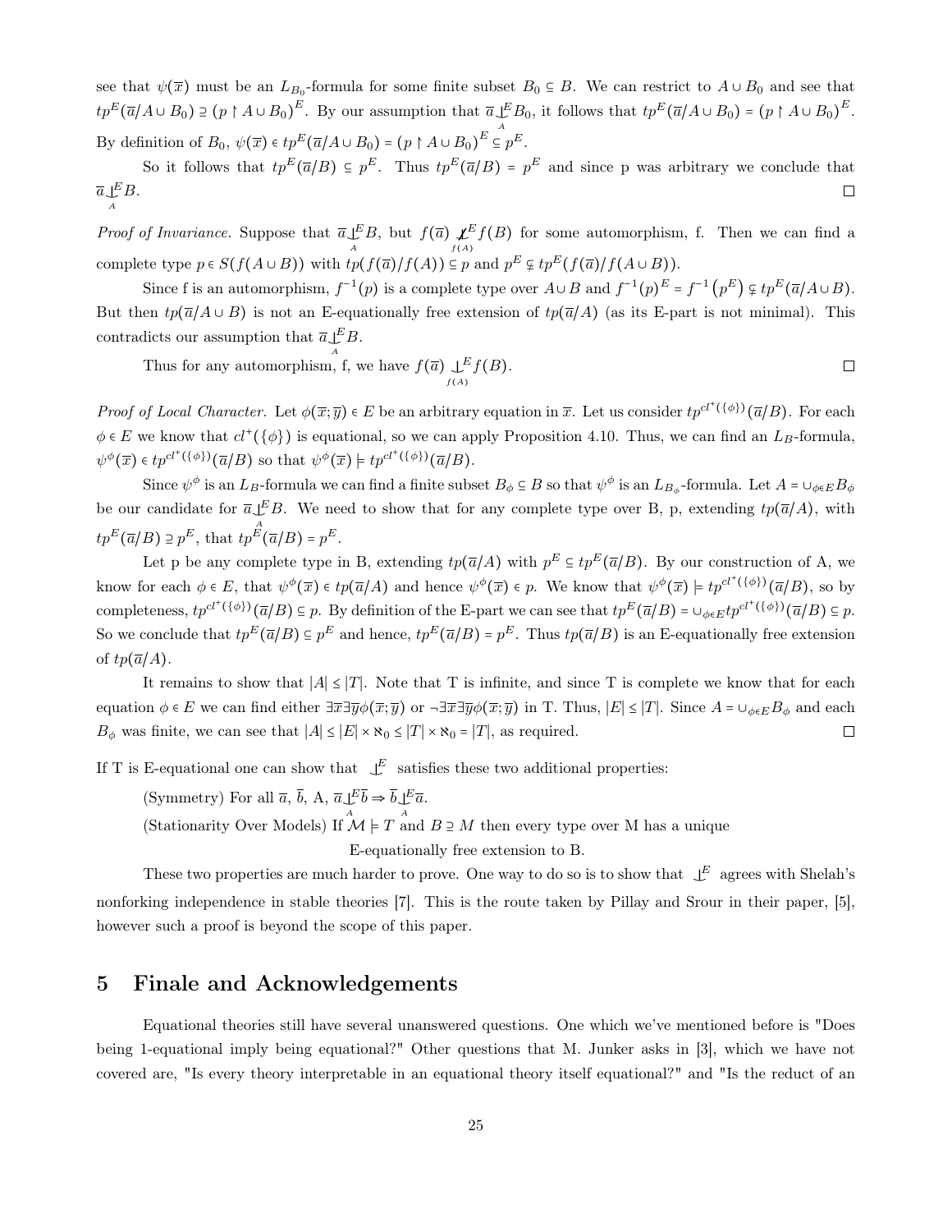see that $\psi(\overline{x})$ must be an $L_{B_0}$-formula for some finite subset $B_0 \subseteq B$. We can restrict to $A \cup B_0$ and see that $tp^E(\overline{a}/A \cup B_0) \supseteq (p \upharpoonright A \cup B_0)^E$. By our assumption that $\overline{a} \underset{A}{\downarrow}^E B_0$, it follows that $tp^E(\overline{a}/A \cup B_0) = (p \upharpoonright A \cup B_0)^E$. By definition of $B_0$, $\psi(\overline{x}) \in tp^E(\overline{a}/A \cup B_0) = (p \upharpoonright A \cup B_0)^E \subseteq p^E$.

So it follows that $tp^E(\overline{a}/B) \subseteq p^E$. Thus $tp^E(\overline{a}/B) = p^E$ and since p was arbitrary we conclude that $\overline{a} \underset{A}{\downarrow}^E B$. □

*Proof of Invariance.* Suppose that $\overline{a} \underset{A}{\downarrow}^E B$, but $f(\overline{a}) \underset{f(A)}{\not\downarrow}^E f(B)$ for some automorphism, f. Then we can find a complete type $p \in S(f(A \cup B))$ with $tp(f(\overline{a})/f(A)) \subseteq p$ and $p^E \subsetneq tp^E(f(\overline{a})/f(A \cup B))$.

Since f is an automorphism, $f^{-1}(p)$ is a complete type over $A \cup B$ and $f^{-1}(p)^E = f^{-1}(p^E) \subsetneq tp^E(\overline{a}/A \cup B)$. But then $tp(\overline{a}/A \cup B)$ is not an E-equationally free extension of $tp(\overline{a}/A)$ (as its E-part is not minimal). This contradicts our assumption that $\overline{a} \underset{A}{\downarrow}^E B$.

Thus for any automorphism, f, we have $f(\overline{a}) \underset{f(A)}{\downarrow}^E f(B)$. □

*Proof of Local Character.* Let $\phi(\overline{x};\overline{y}) \in E$ be an arbitrary equation in $\overline{x}$. Let us consider $tp^{cl^+(\{\phi\})}(\overline{a}/B)$. For each $\phi \in E$ we know that $cl^+(\{\phi\})$ is equational, so we can apply Proposition 4.10. Thus, we can find an $L_B$-formula, $\psi^\phi(\overline{x}) \in tp^{cl^+(\{\phi\})}(\overline{a}/B)$ so that $\psi^\phi(\overline{x}) \models tp^{cl^+(\{\phi\})}(\overline{a}/B)$.

Since $\psi^\phi$ is an $L_B$-formula we can find a finite subset $B_\phi \subseteq B$ so that $\psi^\phi$ is an $L_{B_\phi}$-formula. Let $A = \cup_{\phi \in E} B_\phi$ be our candidate for $\overline{a} \underset{A}{\downarrow}^E B$. We need to show that for any complete type over B, p, extending $tp(\overline{a}/A)$, with $tp^E(\overline{a}/B) \supseteq p^E$, that $tp^E(\overline{a}/B) = p^E$.

Let p be any complete type in B, extending $tp(\overline{a}/A)$ with $p^E \subseteq tp^E(\overline{a}/B)$. By our construction of A, we know for each $\phi \in E$, that $\psi^\phi(\overline{x}) \in tp(\overline{a}/A)$ and hence $\psi^\phi(\overline{x}) \in p$. We know that $\psi^\phi(\overline{x}) \models tp^{cl^+(\{\phi\})}(\overline{a}/B)$, so by completeness, $tp^{cl^+(\{\phi\})}(\overline{a}/B) \subseteq p$. By definition of the E-part we can see that $tp^E(\overline{a}/B) = \cup_{\phi \in E} tp^{cl^+(\{\phi\})}(\overline{a}/B) \subseteq p$. So we conclude that $tp^E(\overline{a}/B) \subseteq p^E$ and hence, $tp^E(\overline{a}/B) = p^E$. Thus $tp(\overline{a}/B)$ is an E-equationally free extension of $tp(\overline{a}/A)$.

It remains to show that $|A| \leq |T|$. Note that T is infinite, and since T is complete we know that for each equation $\phi \in E$ we can find either $\exists\overline{x}\exists\overline{y}\phi(\overline{x};\overline{y})$ or $\neg\exists\overline{x}\exists\overline{y}\phi(\overline{x};\overline{y})$ in T. Thus, $|E| \leq |T|$. Since $A = \cup_{\phi \in E} B_\phi$ and each $B_\phi$ was finite, we can see that $|A| \leq |E| \times \aleph_0 \leq |T| \times \aleph_0 = |T|$, as required. □

If T is E-equational one can show that $\downarrow^E$ satisfies these two additional properties:

(Symmetry) For all $\overline{a}$, $\overline{b}$, A, $\overline{a} \underset{A}{\downarrow}^E \overline{b} \Rightarrow \overline{b} \underset{A}{\downarrow}^E \overline{a}$.

(Stationarity Over Models) If $\mathcal{M} \models T$ and $B \supseteq M$ then every type over M has a unique E-equationally free extension to B.

These two properties are much harder to prove. One way to do so is to show that $\downarrow^E$ agrees with Shelah's nonforking independence in stable theories [7]. This is the route taken by Pillay and Srour in their paper, [5], however such a proof is beyond the scope of this paper.

# 5 Finale and Acknowledgements

Equational theories still have several unanswered questions. One which we've mentioned before is "Does being 1-equational imply being equational?" Other questions that M. Junker asks in [3], which we have not covered are, "Is every theory interpretable in an equational theory itself equational?" and "Is the reduct of an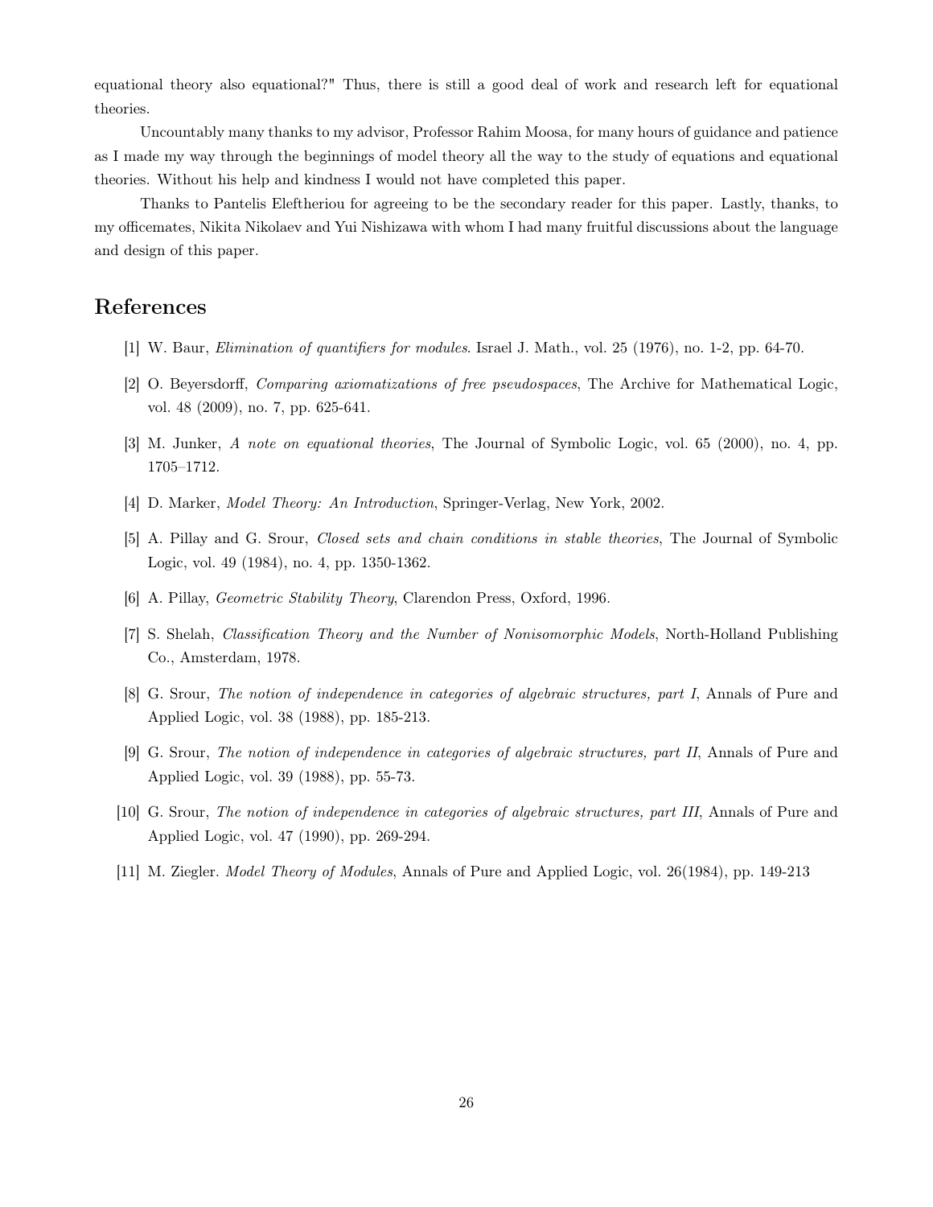equational theory also equational?" Thus, there is still a good deal of work and research left for equational theories.

Uncountably many thanks to my advisor, Professor Rahim Moosa, for many hours of guidance and patience as I made my way through the beginnings of model theory all the way to the study of equations and equational theories. Without his help and kindness I would not have completed this paper.

Thanks to Pantelis Eleftheriou for agreeing to be the secondary reader for this paper. Lastly, thanks, to my officemates, Nikita Nikolaev and Yui Nishizawa with whom I had many fruitful discussions about the language and design of this paper.

## References

[1] W. Baur, *Elimination of quantifiers for modules*. Israel J. Math., vol. 25 (1976), no. 1-2, pp. 64-70.

[2] O. Beyersdorff, *Comparing axiomatizations of free pseudospaces*, The Archive for Mathematical Logic, vol. 48 (2009), no. 7, pp. 625-641.

[3] M. Junker, *A note on equational theories*, The Journal of Symbolic Logic, vol. 65 (2000), no. 4, pp. 1705–1712.

[4] D. Marker, *Model Theory: An Introduction*, Springer-Verlag, New York, 2002.

[5] A. Pillay and G. Srour, *Closed sets and chain conditions in stable theories*, The Journal of Symbolic Logic, vol. 49 (1984), no. 4, pp. 1350-1362.

[6] A. Pillay, *Geometric Stability Theory*, Clarendon Press, Oxford, 1996.

[7] S. Shelah, *Classification Theory and the Number of Nonisomorphic Models*, North-Holland Publishing Co., Amsterdam, 1978.

[8] G. Srour, *The notion of independence in categories of algebraic structures, part I*, Annals of Pure and Applied Logic, vol. 38 (1988), pp. 185-213.

[9] G. Srour, *The notion of independence in categories of algebraic structures, part II*, Annals of Pure and Applied Logic, vol. 39 (1988), pp. 55-73.

[10] G. Srour, *The notion of independence in categories of algebraic structures, part III*, Annals of Pure and Applied Logic, vol. 47 (1990), pp. 269-294.

[11] M. Ziegler. *Model Theory of Modules*, Annals of Pure and Applied Logic, vol. 26(1984), pp. 149-213